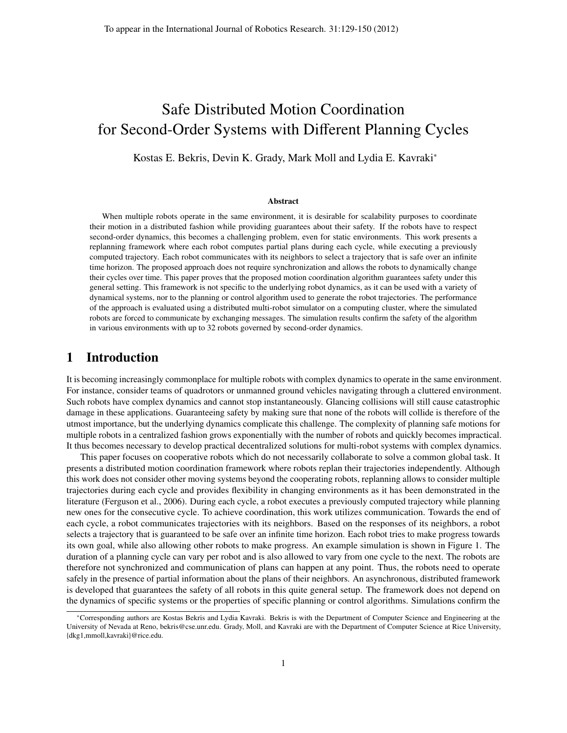To appear in the International Journal of Robotics Research. 31:129-150 (2012)

# Safe Distributed Motion Coordination for Second-Order Systems with Different Planning Cycles

Kostas E. Bekris, Devin K. Grady, Mark Moll and Lydia E. Kavraki*

### Abstract

When multiple robots operate in the same environment, it is desirable for scalability purposes to coordinate their motion in a distributed fashion while providing guarantees about their safety. If the robots have to respect second-order dynamics, this becomes a challenging problem, even for static environments. This work presents a replanning framework where each robot computes partial plans during each cycle, while executing a previously computed trajectory. Each robot communicates with its neighbors to select a trajectory that is safe over an infinite time horizon. The proposed approach does not require synchronization and allows the robots to dynamically change their cycles over time. This paper proves that the proposed motion coordination algorithm guarantees safety under this general setting. This framework is not specific to the underlying robot dynamics, as it can be used with a variety of dynamical systems, nor to the planning or control algorithm used to generate the robot trajectories. The performance of the approach is evaluated using a distributed multi-robot simulator on a computing cluster, where the simulated robots are forced to communicate by exchanging messages. The simulation results confirm the safety of the algorithm in various environments with up to 32 robots governed by second-order dynamics.

## 1 Introduction

It is becoming increasingly commonplace for multiple robots with complex dynamics to operate in the same environment. For instance, consider teams of quadrotors or unmanned ground vehicles navigating through a cluttered environment. Such robots have complex dynamics and cannot stop instantaneously. Glancing collisions will still cause catastrophic damage in these applications. Guaranteeing safety by making sure that none of the robots will collide is therefore of the utmost importance, but the underlying dynamics complicate this challenge. The complexity of planning safe motions for multiple robots in a centralized fashion grows exponentially with the number of robots and quickly becomes impractical. It thus becomes necessary to develop practical decentralized solutions for multi-robot systems with complex dynamics.

This paper focuses on cooperative robots which do not necessarily collaborate to solve a common global task. It presents a distributed motion coordination framework where robots replan their trajectories independently. Although this work does not consider other moving systems beyond the cooperating robots, replanning allows to consider multiple trajectories during each cycle and provides flexibility in changing environments as it has been demonstrated in the literature (Ferguson et al., 2006). During each cycle, a robot executes a previously computed trajectory while planning new ones for the consecutive cycle. To achieve coordination, this work utilizes communication. Towards the end of each cycle, a robot communicates trajectories with its neighbors. Based on the responses of its neighbors, a robot selects a trajectory that is guaranteed to be safe over an infinite time horizon. Each robot tries to make progress towards its own goal, while also allowing other robots to make progress. An example simulation is shown in Figure 1. The duration of a planning cycle can vary per robot and is also allowed to vary from one cycle to the next. The robots are therefore not synchronized and communication of plans can happen at any point. Thus, the robots need to operate safely in the presence of partial information about the plans of their neighbors. An asynchronous, distributed framework is developed that guarantees the safety of all robots in this quite general setup. The framework does not depend on the dynamics of specific systems or the properties of specific planning or control algorithms. Simulations confirm the

*Corresponding authors are Kostas Bekris and Lydia Kavraki. Bekris is with the Department of Computer Science and Engineering at the University of Nevada at Reno, bekris@cse.unr.edu. Grady, Moll, and Kavraki are with the Department of Computer Science at Rice University, {dkg1,mmoll,kavraki}@rice.edu.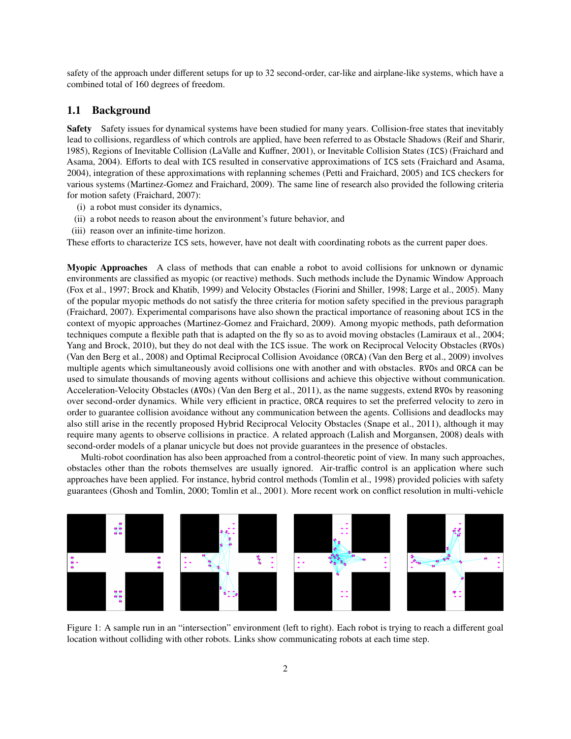safety of the approach under different setups for up to 32 second-order, car-like and airplane-like systems, which have a combined total of 160 degrees of freedom.

## 1.1 Background

**Safety** Safety issues for dynamical systems have been studied for many years. Collision-free states that inevitably lead to collisions, regardless of which controls are applied, have been referred to as Obstacle Shadows (Reif and Sharir, 1985), Regions of Inevitable Collision (LaValle and Kuffner, 2001), or Inevitable Collision States (ICS) (Fraichard and Asama, 2004). Efforts to deal with ICS resulted in conservative approximations of ICS sets (Fraichard and Asama, 2004), integration of these approximations with replanning schemes (Petti and Fraichard, 2005) and ICS checkers for various systems (Martinez-Gomez and Fraichard, 2009). The same line of research also provided the following criteria for motion safety (Fraichard, 2007):

- (i) a robot must consider its dynamics,
- (ii) a robot needs to reason about the environment's future behavior, and
- (iii) reason over an infinite-time horizon.

These efforts to characterize ICS sets, however, have not dealt with coordinating robots as the current paper does.

**Myopic Approaches** A class of methods that can enable a robot to avoid collisions for unknown or dynamic environments are classified as myopic (or reactive) methods. Such methods include the Dynamic Window Approach (Fox et al., 1997; Brock and Khatib, 1999) and Velocity Obstacles (Fiorini and Shiller, 1998; Large et al., 2005). Many of the popular myopic methods do not satisfy the three criteria for motion safety specified in the previous paragraph (Fraichard, 2007). Experimental comparisons have also shown the practical importance of reasoning about ICS in the context of myopic approaches (Martinez-Gomez and Fraichard, 2009). Among myopic methods, path deformation techniques compute a flexible path that is adapted on the fly so as to avoid moving obstacles (Lamiraux et al., 2004; Yang and Brock, 2010), but they do not deal with the ICS issue. The work on Reciprocal Velocity Obstacles (RVOs) (Van den Berg et al., 2008) and Optimal Reciprocal Collision Avoidance (ORCA) (Van den Berg et al., 2009) involves multiple agents which simultaneously avoid collisions one with another and with obstacles. RVOs and ORCA can be used to simulate thousands of moving agents without collisions and achieve this objective without communication. Acceleration-Velocity Obstacles (AVOs) (Van den Berg et al., 2011), as the name suggests, extend RVOs by reasoning over second-order dynamics. While very efficient in practice, ORCA requires to set the preferred velocity to zero in order to guarantee collision avoidance without any communication between the agents. Collisions and deadlocks may also still arise in the recently proposed Hybrid Reciprocal Velocity Obstacles (Snape et al., 2011), although it may require many agents to observe collisions in practice. A related approach (Lalish and Morgansen, 2008) deals with second-order models of a planar unicycle but does not provide guarantees in the presence of obstacles.

Multi-robot coordination has also been approached from a control-theoretic point of view. In many such approaches, obstacles other than the robots themselves are usually ignored. Air-traffic control is an application where such approaches have been applied. For instance, hybrid control methods (Tomlin et al., 1998) provided policies with safety guarantees (Ghosh and Tomlin, 2000; Tomlin et al., 2001). More recent work on conflict resolution in multi-vehicle

Figure 1: A sample run in an "intersection" environment (left to right). Each robot is trying to reach a different goal location without colliding with other robots. Links show communicating robots at each time step.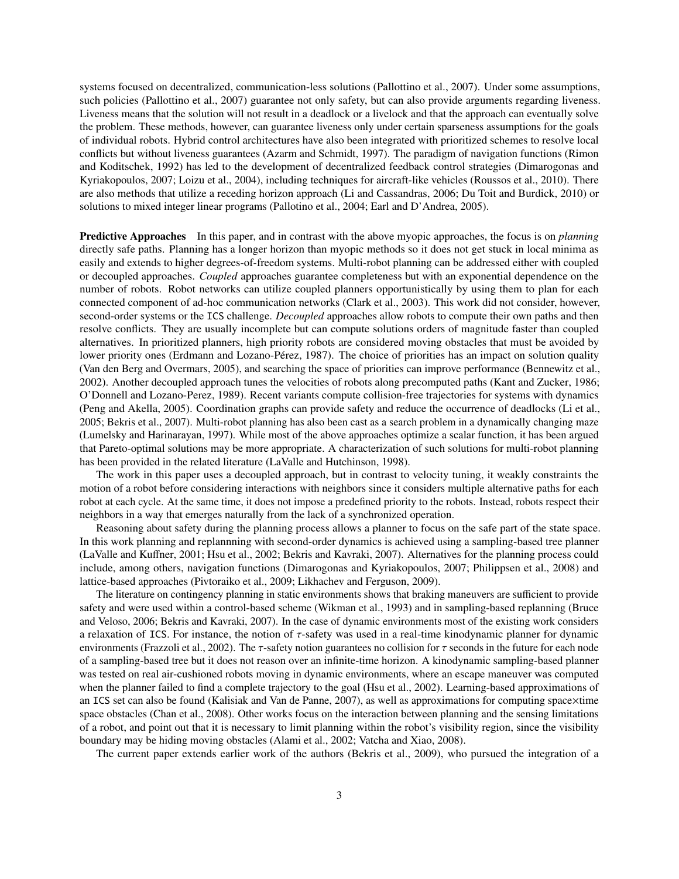systems focused on decentralized, communication-less solutions (Pallottino et al., 2007). Under some assumptions, such policies (Pallottino et al., 2007) guarantee not only safety, but can also provide arguments regarding liveness. Liveness means that the solution will not result in a deadlock or a livelock and that the approach can eventually solve the problem. These methods, however, can guarantee liveness only under certain sparseness assumptions for the goals of individual robots. Hybrid control architectures have also been integrated with prioritized schemes to resolve local conflicts but without liveness guarantees (Azarm and Schmidt, 1997). The paradigm of navigation functions (Rimon and Koditschek, 1992) has led to the development of decentralized feedback control strategies (Dimarogonas and Kyriakopoulos, 2007; Loizu et al., 2004), including techniques for aircraft-like vehicles (Roussos et al., 2010). There are also methods that utilize a receding horizon approach (Li and Cassandras, 2006; Du Toit and Burdick, 2010) or solutions to mixed integer linear programs (Pallotino et al., 2004; Earl and D'Andrea, 2005).

**Predictive Approaches** In this paper, and in contrast with the above myopic approaches, the focus is on *planning* directly safe paths. Planning has a longer horizon than myopic methods so it does not get stuck in local minima as easily and extends to higher degrees-of-freedom systems. Multi-robot planning can be addressed either with coupled or decoupled approaches. *Coupled* approaches guarantee completeness but with an exponential dependence on the number of robots. Robot networks can utilize coupled planners opportunistically by using them to plan for each connected component of ad-hoc communication networks (Clark et al., 2003). This work did not consider, however, second-order systems or the ICS challenge. *Decoupled* approaches allow robots to compute their own paths and then resolve conflicts. They are usually incomplete but can compute solutions orders of magnitude faster than coupled alternatives. In prioritized planners, high priority robots are considered moving obstacles that must be avoided by lower priority ones (Erdmann and Lozano-Pérez, 1987). The choice of priorities has an impact on solution quality (Van den Berg and Overmars, 2005), and searching the space of priorities can improve performance (Bennewitz et al., 2002). Another decoupled approach tunes the velocities of robots along precomputed paths (Kant and Zucker, 1986; O'Donnell and Lozano-Perez, 1989). Recent variants compute collision-free trajectories for systems with dynamics (Peng and Akella, 2005). Coordination graphs can provide safety and reduce the occurrence of deadlocks (Li et al., 2005; Bekris et al., 2007). Multi-robot planning has also been cast as a search problem in a dynamically changing maze (Lumelsky and Harinarayan, 1997). While most of the above approaches optimize a scalar function, it has been argued that Pareto-optimal solutions may be more appropriate. A characterization of such solutions for multi-robot planning has been provided in the related literature (LaValle and Hutchinson, 1998).

The work in this paper uses a decoupled approach, but in contrast to velocity tuning, it weakly constraints the motion of a robot before considering interactions with neighbors since it considers multiple alternative paths for each robot at each cycle. At the same time, it does not impose a predefined priority to the robots. Instead, robots respect their neighbors in a way that emerges naturally from the lack of a synchronized operation.

Reasoning about safety during the planning process allows a planner to focus on the safe part of the state space. In this work planning and replannning with second-order dynamics is achieved using a sampling-based tree planner (LaValle and Kuffner, 2001; Hsu et al., 2002; Bekris and Kavraki, 2007). Alternatives for the planning process could include, among others, navigation functions (Dimarogonas and Kyriakopoulos, 2007; Philippsen et al., 2008) and lattice-based approaches (Pivtoraiko et al., 2009; Likhachev and Ferguson, 2009).

The literature on contingency planning in static environments shows that braking maneuvers are sufficient to provide safety and were used within a control-based scheme (Wikman et al., 1993) and in sampling-based replanning (Bruce and Veloso, 2006; Bekris and Kavraki, 2007). In the case of dynamic environments most of the existing work considers a relaxation of ICS. For instance, the notion of $\tau$-safety was used in a real-time kinodynamic planner for dynamic environments (Frazzoli et al., 2002). The $\tau$-safety notion guarantees no collision for $\tau$ seconds in the future for each node of a sampling-based tree but it does not reason over an infinite-time horizon. A kinodynamic sampling-based planner was tested on real air-cushioned robots moving in dynamic environments, where an escape maneuver was computed when the planner failed to find a complete trajectory to the goal (Hsu et al., 2002). Learning-based approximations of an ICS set can also be found (Kalisiak and Van de Panne, 2007), as well as approximations for computing space$\times$time space obstacles (Chan et al., 2008). Other works focus on the interaction between planning and the sensing limitations of a robot, and point out that it is necessary to limit planning within the robot's visibility region, since the visibility boundary may be hiding moving obstacles (Alami et al., 2002; Vatcha and Xiao, 2008).

The current paper extends earlier work of the authors (Bekris et al., 2009), who pursued the integration of a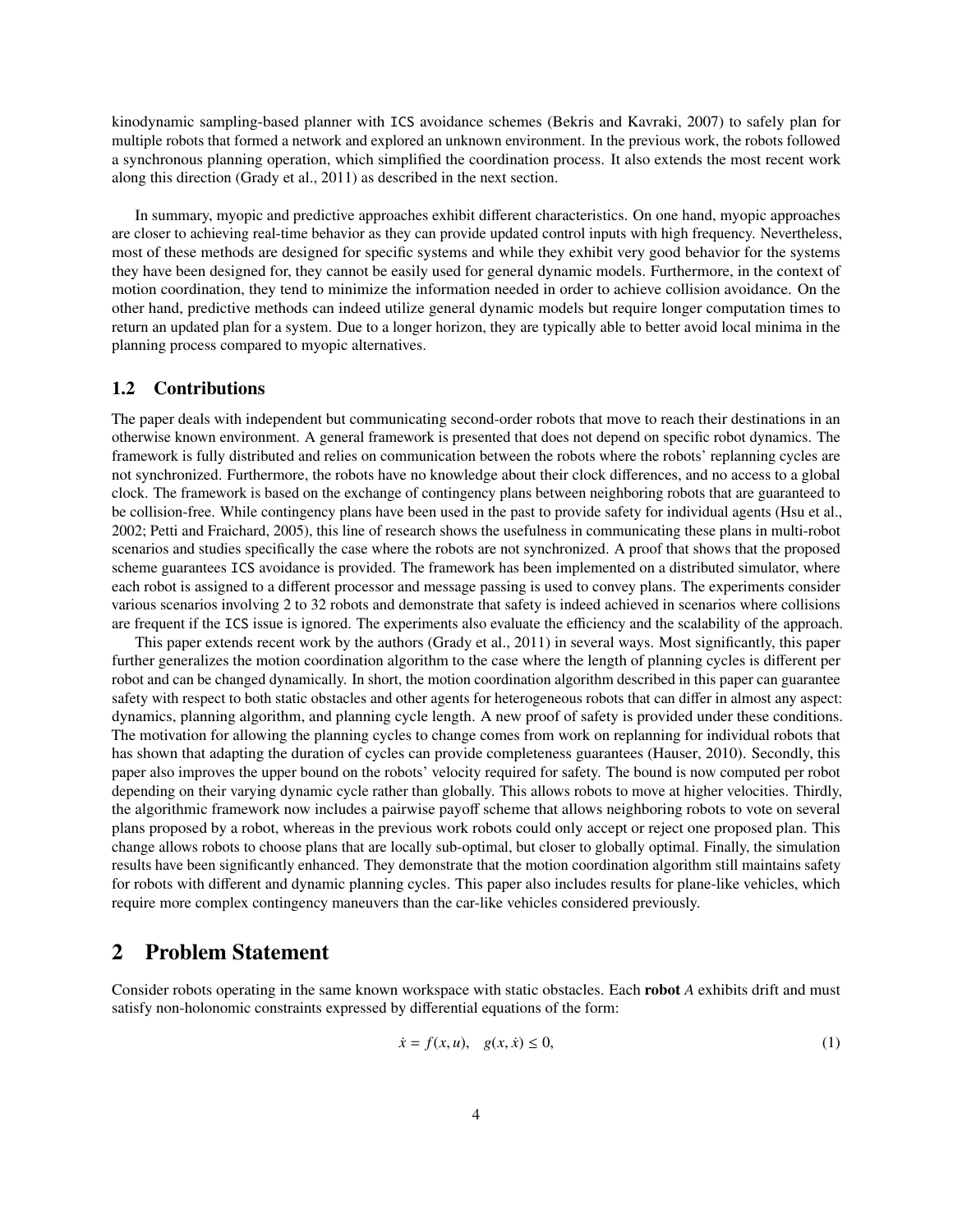kinodynamic sampling-based planner with ICS avoidance schemes (Bekris and Kavraki, 2007) to safely plan for multiple robots that formed a network and explored an unknown environment. In the previous work, the robots followed a synchronous planning operation, which simplified the coordination process. It also extends the most recent work along this direction (Grady et al., 2011) as described in the next section.

In summary, myopic and predictive approaches exhibit different characteristics. On one hand, myopic approaches are closer to achieving real-time behavior as they can provide updated control inputs with high frequency. Nevertheless, most of these methods are designed for specific systems and while they exhibit very good behavior for the systems they have been designed for, they cannot be easily used for general dynamic models. Furthermore, in the context of motion coordination, they tend to minimize the information needed in order to achieve collision avoidance. On the other hand, predictive methods can indeed utilize general dynamic models but require longer computation times to return an updated plan for a system. Due to a longer horizon, they are typically able to better avoid local minima in the planning process compared to myopic alternatives.

## 1.2 Contributions

The paper deals with independent but communicating second-order robots that move to reach their destinations in an otherwise known environment. A general framework is presented that does not depend on specific robot dynamics. The framework is fully distributed and relies on communication between the robots where the robots' replanning cycles are not synchronized. Furthermore, the robots have no knowledge about their clock differences, and no access to a global clock. The framework is based on the exchange of contingency plans between neighboring robots that are guaranteed to be collision-free. While contingency plans have been used in the past to provide safety for individual agents (Hsu et al., 2002; Petti and Fraichard, 2005), this line of research shows the usefulness in communicating these plans in multi-robot scenarios and studies specifically the case where the robots are not synchronized. A proof that shows that the proposed scheme guarantees ICS avoidance is provided. The framework has been implemented on a distributed simulator, where each robot is assigned to a different processor and message passing is used to convey plans. The experiments consider various scenarios involving 2 to 32 robots and demonstrate that safety is indeed achieved in scenarios where collisions are frequent if the ICS issue is ignored. The experiments also evaluate the efficiency and the scalability of the approach.

This paper extends recent work by the authors (Grady et al., 2011) in several ways. Most significantly, this paper further generalizes the motion coordination algorithm to the case where the length of planning cycles is different per robot and can be changed dynamically. In short, the motion coordination algorithm described in this paper can guarantee safety with respect to both static obstacles and other agents for heterogeneous robots that can differ in almost any aspect: dynamics, planning algorithm, and planning cycle length. A new proof of safety is provided under these conditions. The motivation for allowing the planning cycles to change comes from work on replanning for individual robots that has shown that adapting the duration of cycles can provide completeness guarantees (Hauser, 2010). Secondly, this paper also improves the upper bound on the robots' velocity required for safety. The bound is now computed per robot depending on their varying dynamic cycle rather than globally. This allows robots to move at higher velocities. Thirdly, the algorithmic framework now includes a pairwise payoff scheme that allows neighboring robots to vote on several plans proposed by a robot, whereas in the previous work robots could only accept or reject one proposed plan. This change allows robots to choose plans that are locally sub-optimal, but closer to globally optimal. Finally, the simulation results have been significantly enhanced. They demonstrate that the motion coordination algorithm still maintains safety for robots with different and dynamic planning cycles. This paper also includes results for plane-like vehicles, which require more complex contingency maneuvers than the car-like vehicles considered previously.

# 2 Problem Statement

Consider robots operating in the same known workspace with static obstacles. Each **robot** $A$ exhibits drift and must satisfy non-holonomic constraints expressed by differential equations of the form:

$$\dot{x} = f(x, u), \quad g(x, \dot{x}) \leq 0, \tag{1}$$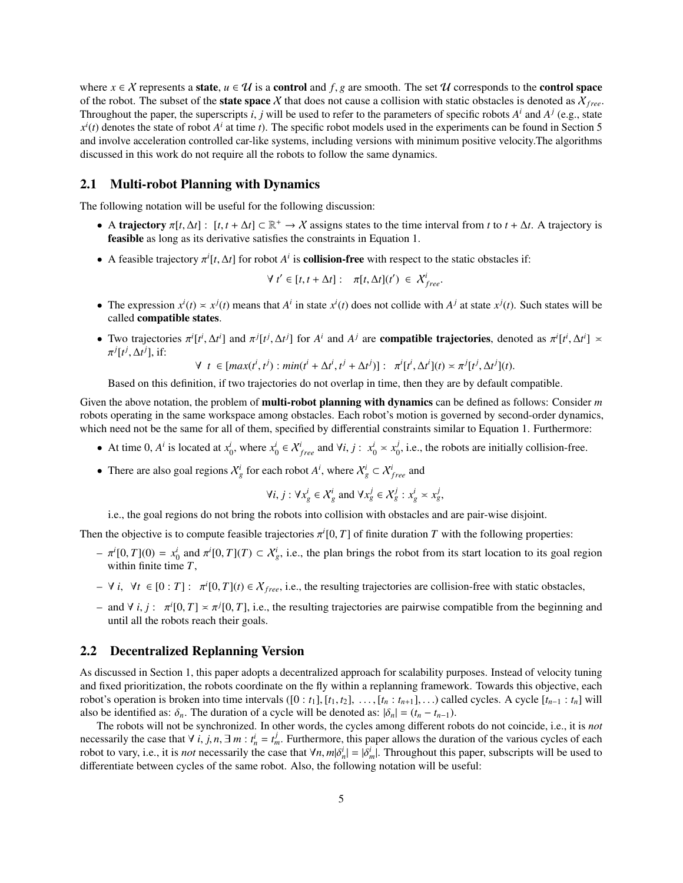where $x \in \mathcal{X}$ represents a **state**, $u \in \mathcal{U}$ is a **control** and $f, g$ are smooth. The set $\mathcal{U}$ corresponds to the **control space** of the robot. The subset of the **state space** $\mathcal{X}$ that does not cause a collision with static obstacles is denoted as $\mathcal{X}_{free}$. Throughout the paper, the superscripts $i$, $j$ will be used to refer to the parameters of specific robots $A^i$ and $A^j$ (e.g., state $x^i(t)$ denotes the state of robot $A^i$ at time $t$). The specific robot models used in the experiments can be found in Section 5 and involve acceleration controlled car-like systems, including versions with minimum positive velocity.The algorithms discussed in this work do not require all the robots to follow the same dynamics.

## 2.1 Multi-robot Planning with Dynamics

The following notation will be useful for the following discussion:

- A **trajectory** $\pi[t, \Delta t] : [t, t + \Delta t] \subset \mathbb{R}^+ \rightarrow \mathcal{X}$ assigns states to the time interval from $t$ to $t + \Delta t$. A trajectory is **feasible** as long as its derivative satisfies the constraints in Equation 1.
- A feasible trajectory $\pi^i[t, \Delta t]$ for robot $A^i$ is **collision-free** with respect to the static obstacles if:

$$\forall\ t' \in [t, t + \Delta t] : \quad \pi[t, \Delta t](t') \ \in \ \mathcal{X}^i_{free}.$$

- The expression $x^i(t) \asymp x^j(t)$ means that $A^i$ in state $x^i(t)$ does not collide with $A^j$ at state $x^j(t)$. Such states will be called **compatible states**.
- Two trajectories $\pi^i[t^i, \Delta t^i]$ and $\pi^j[t^j, \Delta t^j]$ for $A^i$ and $A^j$ are **compatible trajectories**, denoted as $\pi^i[t^i, \Delta t^i] \asymp \pi^j[t^j, \Delta t^j]$, if:

$$\forall\ t\ \in [max(t^i, t^j) : min(t^i + \Delta t^i, t^j + \Delta t^j)] : \ \ \pi^i[t^i, \Delta t^i](t) \asymp \pi^j[t^j, \Delta t^j](t).$$

  Based on this definition, if two trajectories do not overlap in time, then they are by default compatible.

Given the above notation, the problem of **multi-robot planning with dynamics** can be defined as follows: Consider $m$ robots operating in the same workspace among obstacles. Each robot's motion is governed by second-order dynamics, which need not be the same for all of them, specified by differential constraints similar to Equation 1. Furthermore:

- At time 0, $A^i$ is located at $x^i_0$, where $x^i_0 \in \mathcal{X}^i_{free}$ and $\forall i, j : \ x^i_0 \asymp x^j_0$, i.e., the robots are initially collision-free.
- There are also goal regions $\mathcal{X}^i_g$ for each robot $A^i$, where $\mathcal{X}^i_g \subset \mathcal{X}^i_{free}$ and

$$\forall i, j : \forall x^i_g \in \mathcal{X}^i_g \text{ and } \forall x^j_g \in \mathcal{X}^j_g : x^i_g \asymp x^j_g,$$

  i.e., the goal regions do not bring the robots into collision with obstacles and are pair-wise disjoint.

Then the objective is to compute feasible trajectories $\pi^i[0, T]$ of finite duration $T$ with the following properties:

- $\pi^i[0, T](0) = x^i_0$ and $\pi^i[0, T](T) \subset \mathcal{X}^i_g$, i.e., the plan brings the robot from its start location to its goal region within finite time $T$,
- $\forall\ i, \ \ \forall t\ \in [0 : T] : \ \ \pi^i[0, T](t) \in \mathcal{X}_{free}$, i.e., the resulting trajectories are collision-free with static obstacles,
- and $\forall\ i, j : \ \ \pi^i[0, T] \asymp \pi^j[0, T]$, i.e., the resulting trajectories are pairwise compatible from the beginning and until all the robots reach their goals.

## 2.2 Decentralized Replanning Version

As discussed in Section 1, this paper adopts a decentralized approach for scalability purposes. Instead of velocity tuning and fixed prioritization, the robots coordinate on the fly within a replanning framework. Towards this objective, each robot's operation is broken into time intervals ($[0 : t_1], [t_1, t_2], \ \ldots, [t_n : t_{n+1}], \ldots$) called cycles. A cycle $[t_{n-1} : t_n]$ will also be identified as: $\delta_n$. The duration of a cycle will be denoted as: $|\delta_n| = (t_n - t_{n-1})$.

The robots will not be synchronized. In other words, the cycles among different robots do not coincide, i.e., it is *not* necessarily the case that $\forall\ i, j, n, \exists\ m : t^i_n = t^j_m$. Furthermore, this paper allows the duration of the various cycles of each robot to vary, i.e., it is *not* necessarily the case that $\forall n, m |\delta^i_n| = |\delta^i_m|$. Throughout this paper, subscripts will be used to differentiate between cycles of the same robot. Also, the following notation will be useful: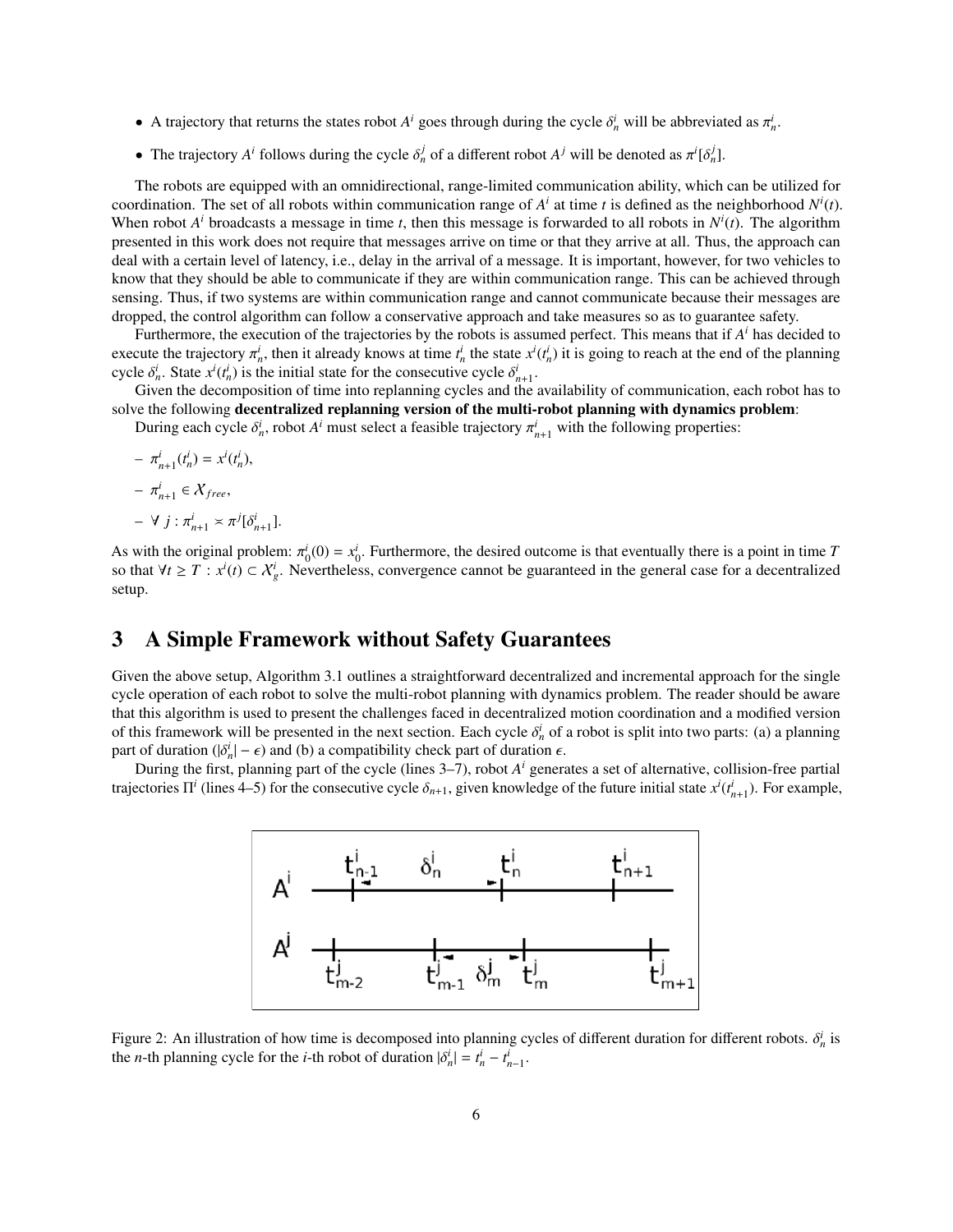- A trajectory that returns the states robot $A^i$ goes through during the cycle $\delta_n^i$ will be abbreviated as $\pi_n^i$.
- The trajectory $A^i$ follows during the cycle $\delta_n^j$ of a different robot $A^j$ will be denoted as $\pi^i[\delta_n^j]$.

The robots are equipped with an omnidirectional, range-limited communication ability, which can be utilized for coordination. The set of all robots within communication range of $A^i$ at time $t$ is defined as the neighborhood $N^i(t)$. When robot $A^i$ broadcasts a message in time $t$, then this message is forwarded to all robots in $N^i(t)$. The algorithm presented in this work does not require that messages arrive on time or that they arrive at all. Thus, the approach can deal with a certain level of latency, i.e., delay in the arrival of a message. It is important, however, for two vehicles to know that they should be able to communicate if they are within communication range. This can be achieved through sensing. Thus, if two systems are within communication range and cannot communicate because their messages are dropped, the control algorithm can follow a conservative approach and take measures so as to guarantee safety.

Furthermore, the execution of the trajectories by the robots is assumed perfect. This means that if $A^i$ has decided to execute the trajectory $\pi_n^i$, then it already knows at time $t_n^i$ the state $x^i(t_n^i)$ it is going to reach at the end of the planning cycle $\delta_n^i$. State $x^i(t_n^i)$ is the initial state for the consecutive cycle $\delta_{n+1}^i$.

Given the decomposition of time into replanning cycles and the availability of communication, each robot has to solve the following **decentralized replanning version of the multi-robot planning with dynamics problem**:

During each cycle $\delta_n^i$, robot $A^i$ must select a feasible trajectory $\pi_{n+1}^i$ with the following properties:

- $\pi_{n+1}^i(t_n^i) = x^i(t_n^i)$,
- $\pi_{n+1}^i \in \mathcal{X}_{free}$,
- $\forall\ j : \pi_{n+1}^i \asymp \pi^j[\delta_{n+1}^i]$.

As with the original problem: $\pi_0^i(0) = x_0^i$. Furthermore, the desired outcome is that eventually there is a point in time $T$ so that $\forall t \geq T : x^i(t) \subset \mathcal{X}_g^i$. Nevertheless, convergence cannot be guaranteed in the general case for a decentralized setup.

## 3 A Simple Framework without Safety Guarantees

Given the above setup, Algorithm 3.1 outlines a straightforward decentralized and incremental approach for the single cycle operation of each robot to solve the multi-robot planning with dynamics problem. The reader should be aware that this algorithm is used to present the challenges faced in decentralized motion coordination and a modified version of this framework will be presented in the next section. Each cycle $\delta_n^i$ of a robot is split into two parts: (a) a planning part of duration $(|\delta_n^i| - \epsilon)$ and (b) a compatibility check part of duration $\epsilon$.

During the first, planning part of the cycle (lines 3–7), robot $A^i$ generates a set of alternative, collision-free partial trajectories $\Pi^i$ (lines 4–5) for the consecutive cycle $\delta_{n+1}$, given knowledge of the future initial state $x^i(t_{n+1}^i)$. For example,

Figure 2: An illustration of how time is decomposed into planning cycles of different duration for different robots. $\delta_n^i$ is the $n$-th planning cycle for the $i$-th robot of duration $|\delta_n^i| = t_n^i - t_{n-1}^i$.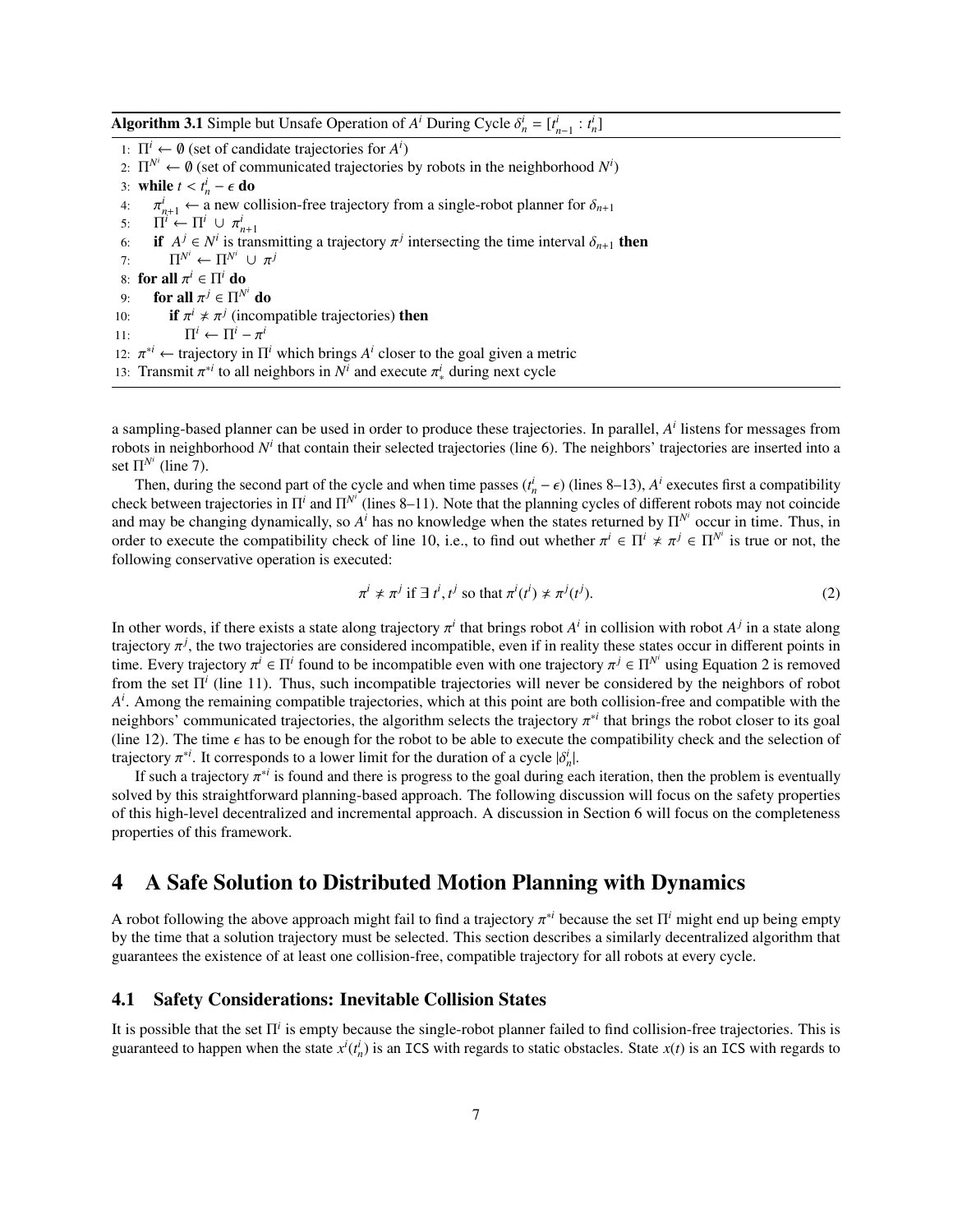**Algorithm 3.1** Simple but Unsafe Operation of $A^i$ During Cycle $\delta_n^i = [t_{n-1}^i : t_n^i]$

```
1:  Π^i ← ∅ (set of candidate trajectories for A^i)
2:  Π^{N^i} ← ∅ (set of communicated trajectories by robots in the neighborhood N^i)
3:  while t < t_n^i − ε do
4:      π_{n+1}^i ← a new collision-free trajectory from a single-robot planner for δ_{n+1}
5:      Π^i ← Π^i ∪ π_{n+1}^i
6:      if A^j ∈ N^i is transmitting a trajectory π^j intersecting the time interval δ_{n+1} then
7:          Π^{N^i} ← Π^{N^i} ∪ π^j
8:  for all π^i ∈ Π^i do
9:      for all π^j ∈ Π^{N^i} do
10:         if π^i ≁ π^j (incompatible trajectories) then
11:             Π^i ← Π^i − π^i
12: π^{*i} ← trajectory in Π^i which brings A^i closer to the goal given a metric
13: Transmit π^{*i} to all neighbors in N^i and execute π_*^i during next cycle
```

a sampling-based planner can be used in order to produce these trajectories. In parallel, $A^i$ listens for messages from robots in neighborhood $N^i$ that contain their selected trajectories (line 6). The neighbors' trajectories are inserted into a set $\Pi^{N^i}$ (line 7).

Then, during the second part of the cycle and when time passes $(t_n^i - \epsilon)$ (lines 8–13), $A^i$ executes first a compatibility check between trajectories in $\Pi^i$ and $\Pi^{N^i}$ (lines 8–11). Note that the planning cycles of different robots may not coincide and may be changing dynamically, so $A^i$ has no knowledge when the states returned by $\Pi^{N^i}$ occur in time. Thus, in order to execute the compatibility check of line 10, i.e., to find out whether $\pi^i \in \Pi^i \nsim \pi^j \in \Pi^{N^i}$ is true or not, the following conservative operation is executed:

$$\pi^i \nsim \pi^j \text{ if } \exists\, t^i, t^j \text{ so that } \pi^i(t^i) \nsim \pi^j(t^j). \tag{2}$$

In other words, if there exists a state along trajectory $\pi^i$ that brings robot $A^i$ in collision with robot $A^j$ in a state along trajectory $\pi^j$, the two trajectories are considered incompatible, even if in reality these states occur in different points in time. Every trajectory $\pi^i \in \Pi^i$ found to be incompatible even with one trajectory $\pi^j \in \Pi^{N^i}$ using Equation 2 is removed from the set $\Pi^i$ (line 11). Thus, such incompatible trajectories will never be considered by the neighbors of robot $A^i$. Among the remaining compatible trajectories, which at this point are both collision-free and compatible with the neighbors' communicated trajectories, the algorithm selects the trajectory $\pi^{*i}$ that brings the robot closer to its goal (line 12). The time $\epsilon$ has to be enough for the robot to be able to execute the compatibility check and the selection of trajectory $\pi^{*i}$. It corresponds to a lower limit for the duration of a cycle $|\delta_n^i|$.

If such a trajectory $\pi^{*i}$ is found and there is progress to the goal during each iteration, then the problem is eventually solved by this straightforward planning-based approach. The following discussion will focus on the safety properties of this high-level decentralized and incremental approach. A discussion in Section 6 will focus on the completeness properties of this framework.

# 4 A Safe Solution to Distributed Motion Planning with Dynamics

A robot following the above approach might fail to find a trajectory $\pi^{*i}$ because the set $\Pi^i$ might end up being empty by the time that a solution trajectory must be selected. This section describes a similarly decentralized algorithm that guarantees the existence of at least one collision-free, compatible trajectory for all robots at every cycle.

## 4.1 Safety Considerations: Inevitable Collision States

It is possible that the set $\Pi^i$ is empty because the single-robot planner failed to find collision-free trajectories. This is guaranteed to happen when the state $x^i(t_n^i)$ is an ICS with regards to static obstacles. State $x(t)$ is an ICS with regards to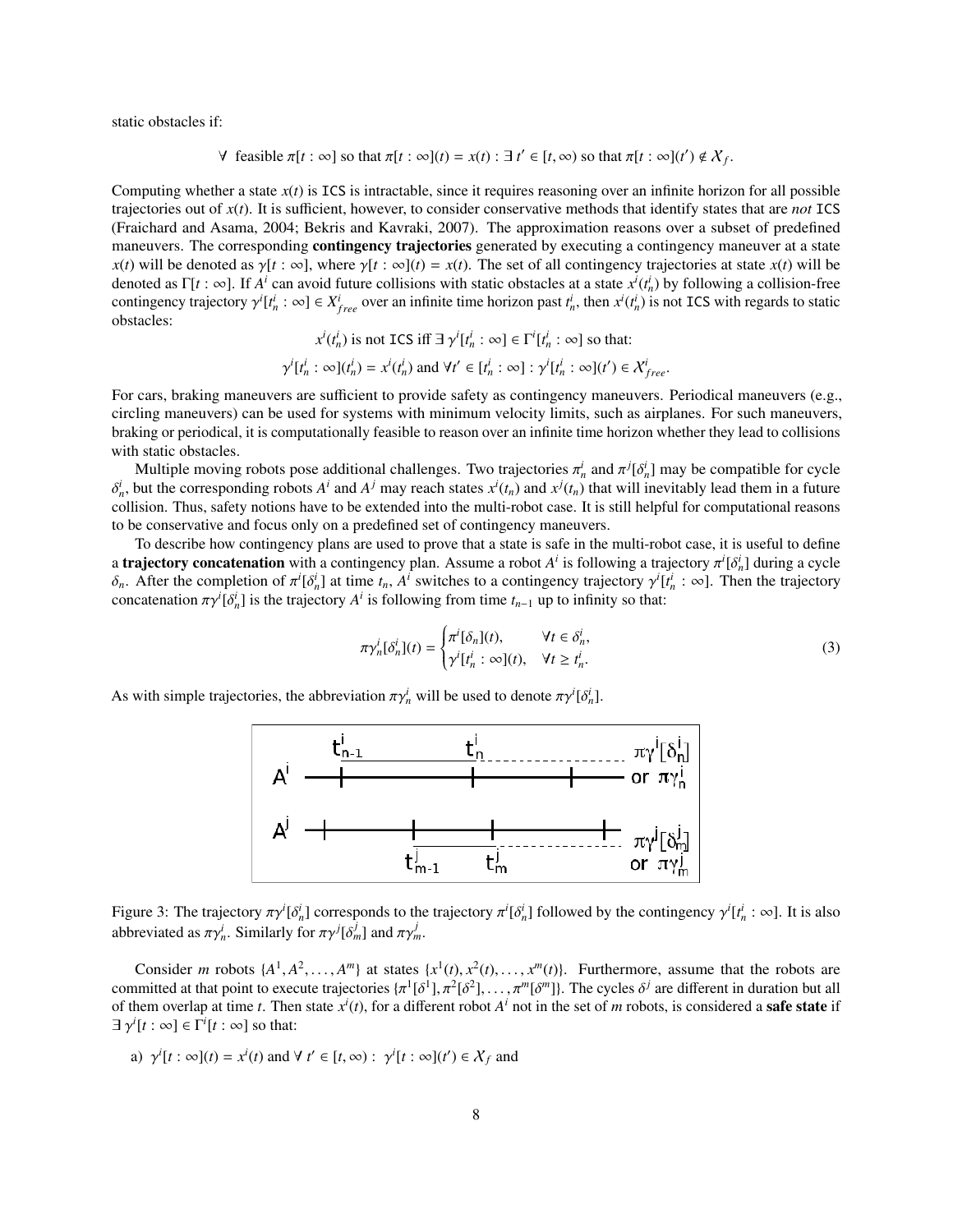static obstacles if:

$$\forall \text{ feasible } \pi[t:\infty] \text{ so that } \pi[t:\infty](t) = x(t) : \exists\, t' \in [t, \infty) \text{ so that } \pi[t:\infty](t') \notin \mathcal{X}_f.$$

Computing whether a state $x(t)$ is ICS is intractable, since it requires reasoning over an infinite horizon for all possible trajectories out of $x(t)$. It is sufficient, however, to consider conservative methods that identify states that are *not* ICS (Fraichard and Asama, 2004; Bekris and Kavraki, 2007). The approximation reasons over a subset of predefined maneuvers. The corresponding **contingency trajectories** generated by executing a contingency maneuver at a state $x(t)$ will be denoted as $\gamma[t:\infty]$, where $\gamma[t:\infty](t) = x(t)$. The set of all contingency trajectories at state $x(t)$ will be denoted as $\Gamma[t:\infty]$. If $A^i$ can avoid future collisions with static obstacles at a state $x^i(t^i_n)$ by following a collision-free contingency trajectory $\gamma^i[t^i_n:\infty] \in X^i_{free}$ over an infinite time horizon past $t^i_n$, then $x^i(t^i_n)$ is not ICS with regards to static obstacles:

$$x^i(t^i_n) \text{ is not ICS iff } \exists\, \gamma^i[t^i_n:\infty] \in \Gamma^i[t^i_n:\infty] \text{ so that:}$$

$$\gamma^i[t^i_n:\infty](t^i_n) = x^i(t^i_n) \text{ and } \forall t' \in [t^i_n:\infty] : \gamma^i[t^i_n:\infty](t') \in \mathcal{X}^i_{free}.$$

For cars, braking maneuvers are sufficient to provide safety as contingency maneuvers. Periodical maneuvers (e.g., circling maneuvers) can be used for systems with minimum velocity limits, such as airplanes. For such maneuvers, braking or periodical, it is computationally feasible to reason over an infinite time horizon whether they lead to collisions with static obstacles.

Multiple moving robots pose additional challenges. Two trajectories $\pi^i_n$ and $\pi^j[\delta^i_n]$ may be compatible for cycle $\delta^i_n$, but the corresponding robots $A^i$ and $A^j$ may reach states $x^i(t_n)$ and $x^j(t_n)$ that will inevitably lead them in a future collision. Thus, safety notions have to be extended into the multi-robot case. It is still helpful for computational reasons to be conservative and focus only on a predefined set of contingency maneuvers.

To describe how contingency plans are used to prove that a state is safe in the multi-robot case, it is useful to define a **trajectory concatenation** with a contingency plan. Assume a robot $A^i$ is following a trajectory $\pi^i[\delta^i_n]$ during a cycle $\delta_n$. After the completion of $\pi^i[\delta^i_n]$ at time $t_n$, $A^i$ switches to a contingency trajectory $\gamma^i[t^i_n:\infty]$. Then the trajectory concatenation $\pi\gamma^i[\delta^i_n]$ is the trajectory $A^i$ is following from time $t_{n-1}$ up to infinity so that:

$$\pi\gamma^i_n[\delta^i_n](t) = \begin{cases} \pi^i[\delta_n](t), & \forall t \in \delta^i_n, \\ \gamma^i[t^i_n:\infty](t), & \forall t \geq t^i_n. \end{cases} \tag{3}$$

As with simple trajectories, the abbreviation $\pi\gamma^i_n$ will be used to denote $\pi\gamma^i[\delta^i_n]$.

Figure 3: The trajectory $\pi\gamma^i[\delta^i_n]$ corresponds to the trajectory $\pi^i[\delta^i_n]$ followed by the contingency $\gamma^i[t^i_n:\infty]$. It is also abbreviated as $\pi\gamma^i_n$. Similarly for $\pi\gamma^j[\delta^j_m]$ and $\pi\gamma^j_m$.

Consider $m$ robots $\{A^1, A^2, \ldots, A^m\}$ at states $\{x^1(t), x^2(t), \ldots, x^m(t)\}$. Furthermore, assume that the robots are committed at that point to execute trajectories $\{\pi^1[\delta^1], \pi^2[\delta^2], \ldots, \pi^m[\delta^m]\}$. The cycles $\delta^j$ are different in duration but all of them overlap at time $t$. Then state $x^i(t)$, for a different robot $A^i$ not in the set of $m$ robots, is considered a **safe state** if $\exists\, \gamma^i[t:\infty] \in \Gamma^i[t:\infty]$ so that:

a) $\gamma^i[t:\infty](t) = x^i(t)$ and $\forall\, t' \in [t, \infty) :\ \gamma^i[t:\infty](t') \in \mathcal{X}_f$ and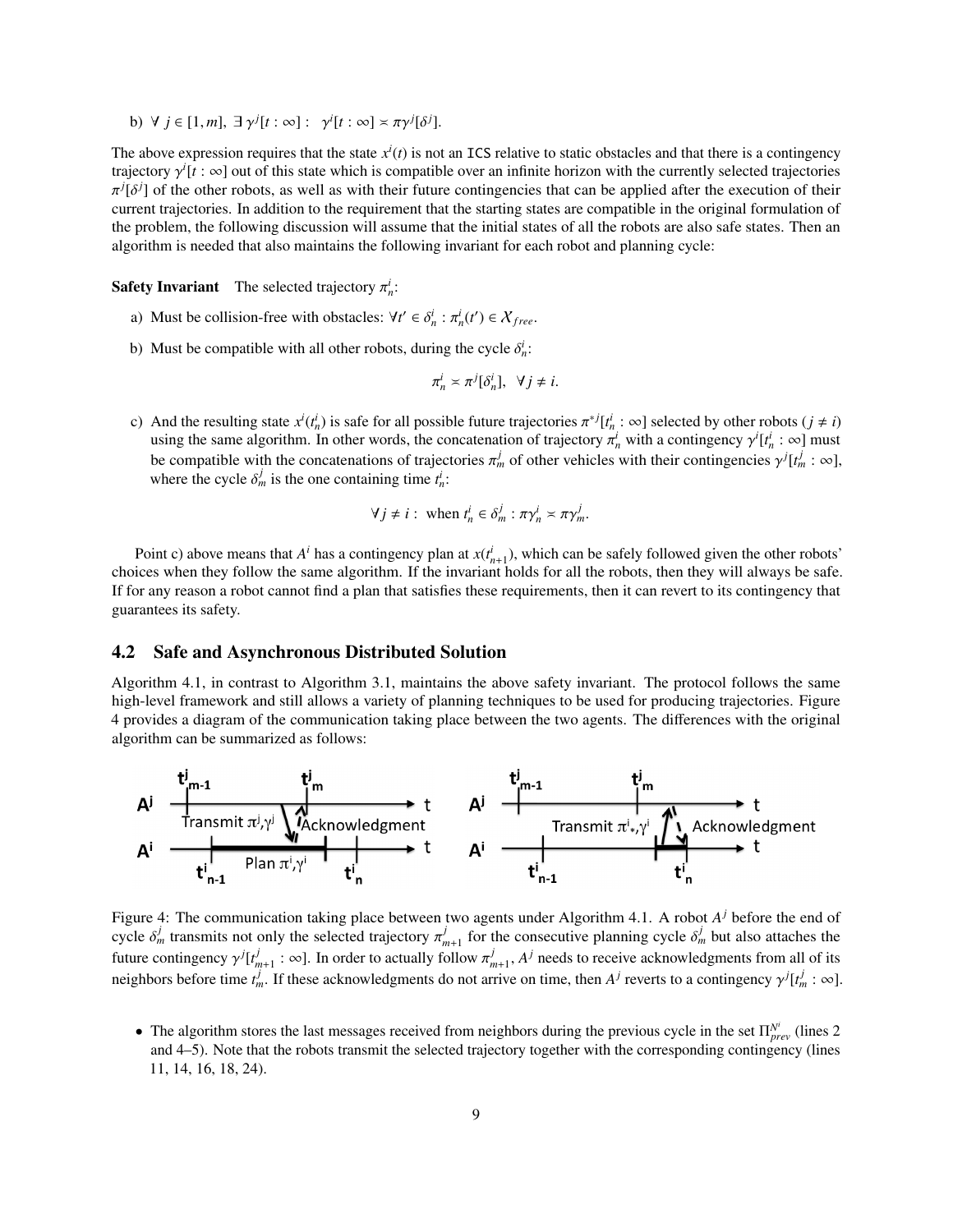b) $\forall\ j \in [1, m],\ \exists\ \gamma^j[t : \infty] :\ \ \gamma^i[t : \infty] \asymp \pi\gamma^j[\delta^j]$.

The above expression requires that the state $x^i(t)$ is not an ICS relative to static obstacles and that there is a contingency trajectory $\gamma^i[t : \infty]$ out of this state which is compatible over an infinite horizon with the currently selected trajectories $\pi^j[\delta^j]$ of the other robots, as well as with their future contingencies that can be applied after the execution of their current trajectories. In addition to the requirement that the starting states are compatible in the original formulation of the problem, the following discussion will assume that the initial states of all the robots are also safe states. Then an algorithm is needed that also maintains the following invariant for each robot and planning cycle:

**Safety Invariant** The selected trajectory $\pi^i_n$:

a) Must be collision-free with obstacles: $\forall t' \in \delta^i_n : \pi^i_n(t') \in \mathcal{X}_{free}$.

b) Must be compatible with all other robots, during the cycle $\delta^i_n$:

$$\pi^i_n \asymp \pi^j[\delta^i_n],\ \ \forall j \neq i.$$

c) And the resulting state $x^i(t^i_n)$ is safe for all possible future trajectories $\pi^{*j}[t^i_n : \infty]$ selected by other robots ($j \neq i$) using the same algorithm. In other words, the concatenation of trajectory $\pi^i_n$ with a contingency $\gamma^i[t^i_n : \infty]$ must be compatible with the concatenations of trajectories $\pi^j_m$ of other vehicles with their contingencies $\gamma^j[t^j_m : \infty]$, where the cycle $\delta^j_m$ is the one containing time $t^i_n$:

$$\forall j \neq i :\ \text{when } t^i_n \in \delta^j_m : \pi\gamma^i_n \asymp \pi\gamma^j_m.$$

Point c) above means that $A^i$ has a contingency plan at $x(t^i_{n+1})$, which can be safely followed given the other robots' choices when they follow the same algorithm. If the invariant holds for all the robots, then they will always be safe. If for any reason a robot cannot find a plan that satisfies these requirements, then it can revert to its contingency that guarantees its safety.

## 4.2 Safe and Asynchronous Distributed Solution

Algorithm 4.1, in contrast to Algorithm 3.1, maintains the above safety invariant. The protocol follows the same high-level framework and still allows a variety of planning techniques to be used for producing trajectories. Figure 4 provides a diagram of the communication taking place between the two agents. The differences with the original algorithm can be summarized as follows:

Figure 4: The communication taking place between two agents under Algorithm 4.1. A robot $A^j$ before the end of cycle $\delta^j_m$ transmits not only the selected trajectory $\pi^j_{m+1}$ for the consecutive planning cycle $\delta^j_m$ but also attaches the future contingency $\gamma^j[t^j_{m+1} : \infty]$. In order to actually follow $\pi^j_{m+1}$, $A^j$ needs to receive acknowledgments from all of its neighbors before time $t^j_m$. If these acknowledgments do not arrive on time, then $A^j$ reverts to a contingency $\gamma^j[t^j_m : \infty]$.

- The algorithm stores the last messages received from neighbors during the previous cycle in the set $\Pi^{N^i}_{prev}$ (lines 2 and 4–5). Note that the robots transmit the selected trajectory together with the corresponding contingency (lines 11, 14, 16, 18, 24).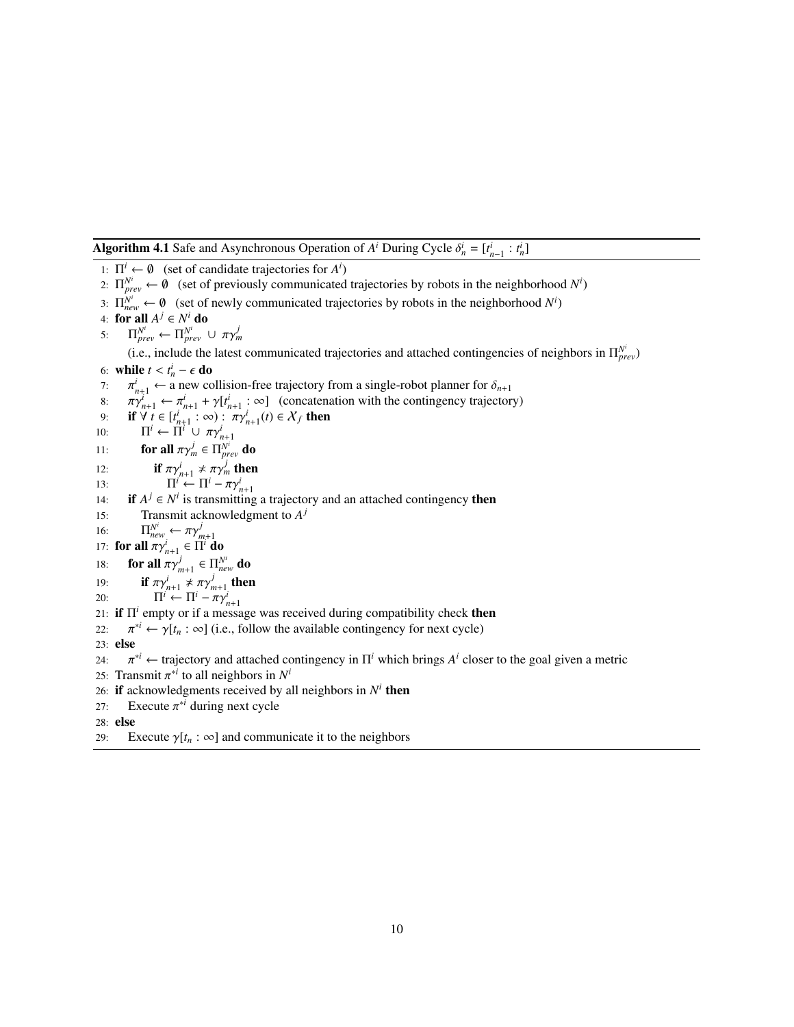**Algorithm 4.1** Safe and Asynchronous Operation of $A^i$ During Cycle $\delta_n^i = [t_{n-1}^i : t_n^i]$

1: $\Pi^i \leftarrow \emptyset$ (set of candidate trajectories for $A^i$)
2: $\Pi_{prev}^{N^i} \leftarrow \emptyset$ (set of previously communicated trajectories by robots in the neighborhood $N^i$)
3: $\Pi_{new}^{N^i} \leftarrow \emptyset$ (set of newly communicated trajectories by robots in the neighborhood $N^i$)
4: **for all** $A^j \in N^i$ **do**
5: $\quad\Pi_{prev}^{N^i} \leftarrow \Pi_{prev}^{N^i} \cup \pi\gamma_m^j$
$\quad$(i.e., include the latest communicated trajectories and attached contingencies of neighbors in $\Pi_{prev}^{N^i}$)
6: **while** $t < t_n^i - \epsilon$ **do**
7: $\quad\pi_{n+1}^i \leftarrow$ a new collision-free trajectory from a single-robot planner for $\delta_{n+1}$
8: $\quad\pi\gamma_{n+1}^i \leftarrow \pi_{n+1}^i + \gamma[t_{n+1}^i : \infty]$ (concatenation with the contingency trajectory)
9: $\quad$**if** $\forall\, t \in [t_{n+1}^i : \infty) : \pi\gamma_{n+1}^i(t) \in \mathcal{X}_f$ **then**
10: $\quad\quad\Pi^i \leftarrow \Pi^i \cup \pi\gamma_{n+1}^i$
11: $\quad\quad$**for all** $\pi\gamma_m^j \in \Pi_{prev}^{N^i}$ **do**
12: $\quad\quad\quad$**if** $\pi\gamma_{n+1}^i \nsim \pi\gamma_m^j$ **then**
13: $\quad\quad\quad\quad\Pi^i \leftarrow \Pi^i - \pi\gamma_{n+1}^i$
14: $\quad$**if** $A^j \in N^i$ is transmitting a trajectory and an attached contingency **then**
15: $\quad\quad$Transmit acknowledgment to $A^j$
16: $\quad\quad\Pi_{new}^{N^i} \leftarrow \pi\gamma_{m+1}^j$
17: **for all** $\pi\gamma_{n+1}^i \in \Pi^i$ **do**
18: $\quad$**for all** $\pi\gamma_{m+1}^j \in \Pi_{new}^{N^i}$ **do**
19: $\quad\quad$**if** $\pi\gamma_{n+1}^i \nsim \pi\gamma_{m+1}^j$ **then**
20: $\quad\quad\quad\Pi^i \leftarrow \Pi^i - \pi\gamma_{n+1}^i$
21: **if** $\Pi^i$ empty or if a message was received during compatibility check **then**
22: $\quad\pi^{*i} \leftarrow \gamma[t_n : \infty]$ (i.e., follow the available contingency for next cycle)
23: **else**
24: $\quad\pi^{*i} \leftarrow$ trajectory and attached contingency in $\Pi^i$ which brings $A^i$ closer to the goal given a metric
25: Transmit $\pi^{*i}$ to all neighbors in $N^i$
26: **if** acknowledgments received by all neighbors in $N^i$ **then**
27: $\quad$Execute $\pi^{*i}$ during next cycle
28: **else**
29: $\quad$Execute $\gamma[t_n : \infty]$ and communicate it to the neighbors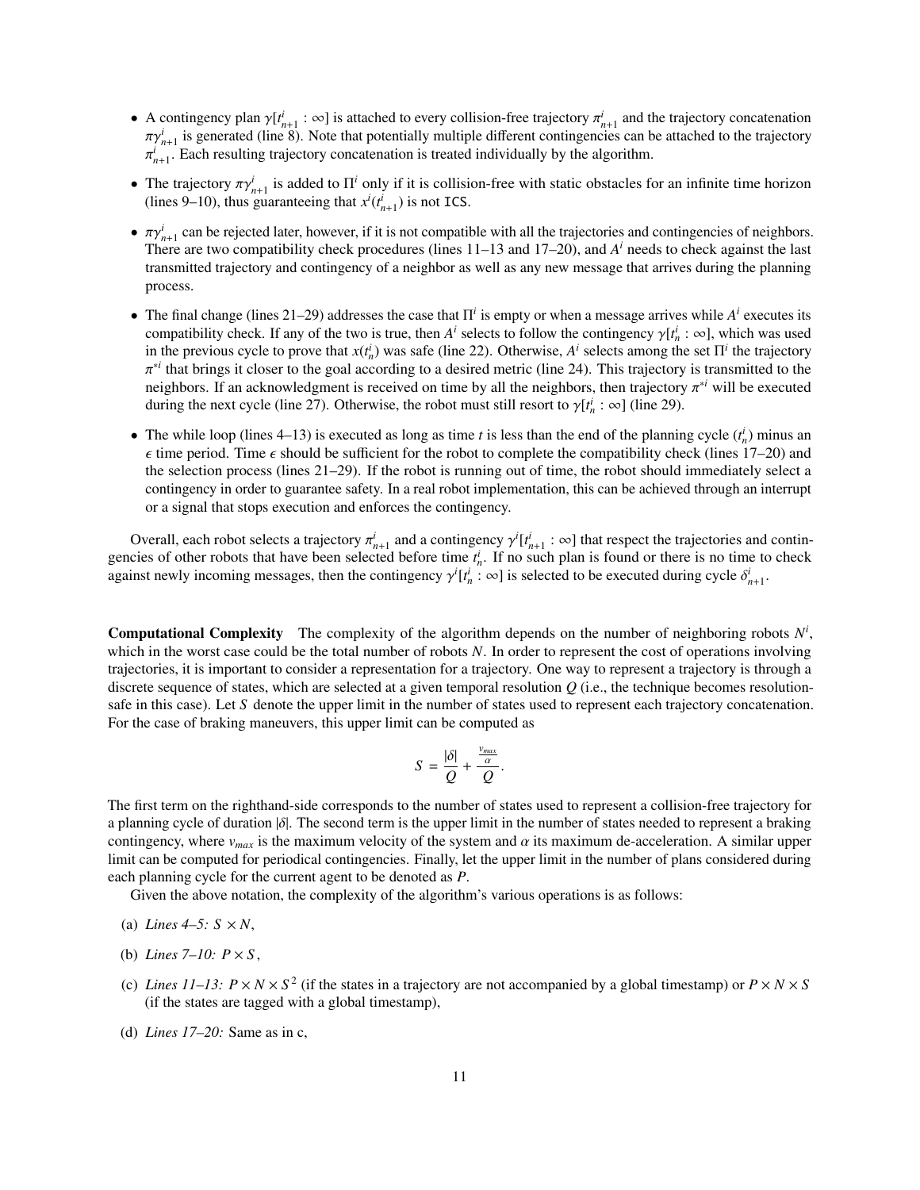- A contingency plan $\gamma[t^i_{n+1} : \infty]$ is attached to every collision-free trajectory $\pi^i_{n+1}$ and the trajectory concatenation $\pi\gamma^i_{n+1}$ is generated (line 8). Note that potentially multiple different contingencies can be attached to the trajectory $\pi^i_{n+1}$. Each resulting trajectory concatenation is treated individually by the algorithm.
- The trajectory $\pi\gamma^i_{n+1}$ is added to $\Pi^i$ only if it is collision-free with static obstacles for an infinite time horizon (lines 9–10), thus guaranteeing that $x^i(t^i_{n+1})$ is not ICS.
- $\pi\gamma^i_{n+1}$ can be rejected later, however, if it is not compatible with all the trajectories and contingencies of neighbors. There are two compatibility check procedures (lines 11–13 and 17–20), and $A^i$ needs to check against the last transmitted trajectory and contingency of a neighbor as well as any new message that arrives during the planning process.
- The final change (lines 21–29) addresses the case that $\Pi^i$ is empty or when a message arrives while $A^i$ executes its compatibility check. If any of the two is true, then $A^i$ selects to follow the contingency $\gamma[t^i_n : \infty]$, which was used in the previous cycle to prove that $x(t^i_n)$ was safe (line 22). Otherwise, $A^i$ selects among the set $\Pi^i$ the trajectory $\pi^{*i}$ that brings it closer to the goal according to a desired metric (line 24). This trajectory is transmitted to the neighbors. If an acknowledgment is received on time by all the neighbors, then trajectory $\pi^{*i}$ will be executed during the next cycle (line 27). Otherwise, the robot must still resort to $\gamma[t^i_n : \infty]$ (line 29).
- The while loop (lines 4–13) is executed as long as time $t$ is less than the end of the planning cycle ($t^i_n$) minus an $\epsilon$ time period. Time $\epsilon$ should be sufficient for the robot to complete the compatibility check (lines 17–20) and the selection process (lines 21–29). If the robot is running out of time, the robot should immediately select a contingency in order to guarantee safety. In a real robot implementation, this can be achieved through an interrupt or a signal that stops execution and enforces the contingency.

Overall, each robot selects a trajectory $\pi^i_{n+1}$ and a contingency $\gamma^i[t^i_{n+1} : \infty]$ that respect the trajectories and contingencies of other robots that have been selected before time $t^i_n$. If no such plan is found or there is no time to check against newly incoming messages, then the contingency $\gamma^i[t^i_n : \infty]$ is selected to be executed during cycle $\delta^i_{n+1}$.

**Computational Complexity** The complexity of the algorithm depends on the number of neighboring robots $N^i$, which in the worst case could be the total number of robots $N$. In order to represent the cost of operations involving trajectories, it is important to consider a representation for a trajectory. One way to represent a trajectory is through a discrete sequence of states, which are selected at a given temporal resolution $Q$ (i.e., the technique becomes resolution-safe in this case). Let $S$ denote the upper limit in the number of states used to represent each trajectory concatenation. For the case of braking maneuvers, this upper limit can be computed as

$$S = \frac{|\delta|}{Q} + \frac{\frac{v_{max}}{\alpha}}{Q}.$$

The first term on the righthand-side corresponds to the number of states used to represent a collision-free trajectory for a planning cycle of duration $|\delta|$. The second term is the upper limit in the number of states needed to represent a braking contingency, where $v_{max}$ is the maximum velocity of the system and $\alpha$ its maximum de-acceleration. A similar upper limit can be computed for periodical contingencies. Finally, let the upper limit in the number of plans considered during each planning cycle for the current agent to be denoted as $P$.

Given the above notation, the complexity of the algorithm's various operations is as follows:

(a) *Lines 4–5:* $S \times N$,

(b) *Lines 7–10:* $P \times S$,

(c) *Lines 11–13:* $P \times N \times S^2$ (if the states in a trajectory are not accompanied by a global timestamp) or $P \times N \times S$ (if the states are tagged with a global timestamp),

(d) *Lines 17–20:* Same as in c,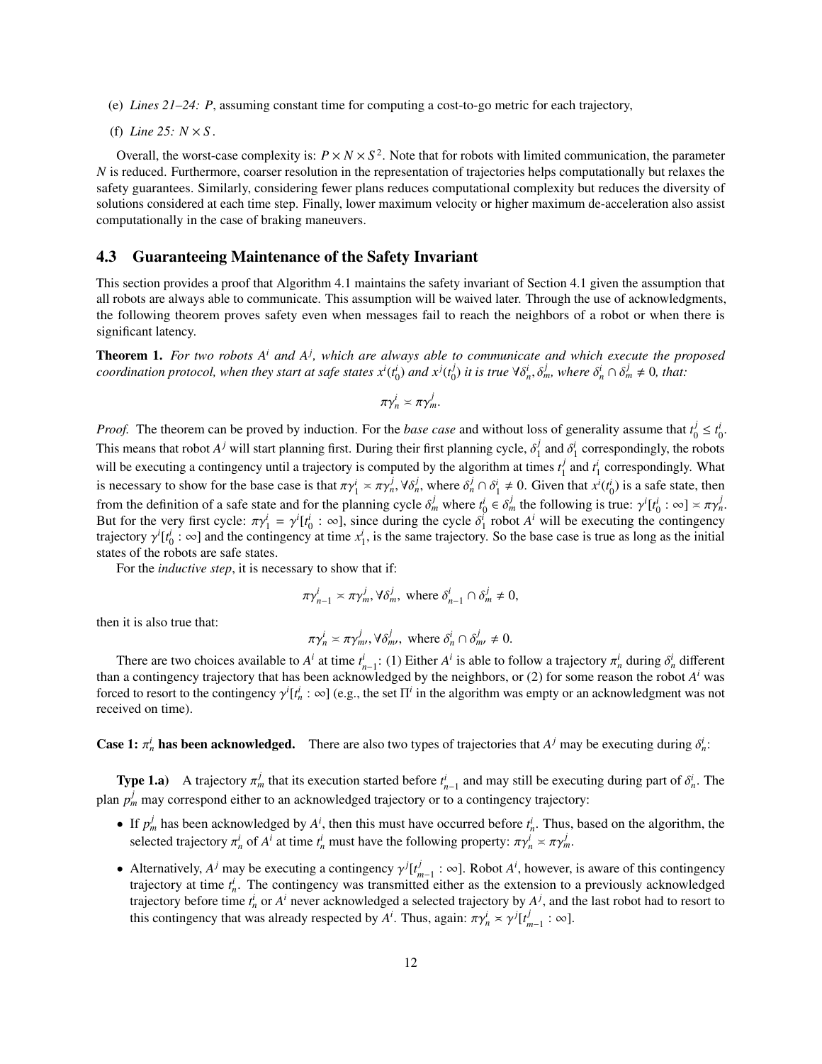(e) *Lines 21–24:* $P$, assuming constant time for computing a cost-to-go metric for each trajectory,

(f) *Line 25:* $N \times S$.

Overall, the worst-case complexity is: $P \times N \times S^2$. Note that for robots with limited communication, the parameter $N$ is reduced. Furthermore, coarser resolution in the representation of trajectories helps computationally but relaxes the safety guarantees. Similarly, considering fewer plans reduces computational complexity but reduces the diversity of solutions considered at each time step. Finally, lower maximum velocity or higher maximum de-acceleration also assist computationally in the case of braking maneuvers.

### 4.3 Guaranteeing Maintenance of the Safety Invariant

This section provides a proof that Algorithm 4.1 maintains the safety invariant of Section 4.1 given the assumption that all robots are always able to communicate. This assumption will be waived later. Through the use of acknowledgments, the following theorem proves safety even when messages fail to reach the neighbors of a robot or when there is significant latency.

**Theorem 1.** *For two robots $A^i$ and $A^j$, which are always able to communicate and which execute the proposed coordination protocol, when they start at safe states $x^i(t_0^i)$ and $x^j(t_0^j)$ it is true $\forall \delta_n^i, \delta_m^j$, where $\delta_n^i \cap \delta_m^j \neq 0$, that:*

$$\pi\gamma_n^i \asymp \pi\gamma_m^j.$$

*Proof.* The theorem can be proved by induction. For the *base case* and without loss of generality assume that $t_0^j \leq t_0^i$. This means that robot $A^j$ will start planning first. During their first planning cycle, $\delta_1^j$ and $\delta_1^i$ correspondingly, the robots will be executing a contingency until a trajectory is computed by the algorithm at times $t_1^j$ and $t_1^i$ correspondingly. What is necessary to show for the base case is that $\pi\gamma_1^i \asymp \pi\gamma_n^j, \forall \delta_n^j$, where $\delta_n^j \cap \delta_1^i \neq 0$. Given that $x^i(t_0^i)$ is a safe state, then from the definition of a safe state and for the planning cycle $\delta_m^j$ where $t_0^i \in \delta_m^j$ the following is true: $\gamma^i[t_0^i : \infty] \asymp \pi\gamma_n^j$. But for the very first cycle: $\pi\gamma_1^i = \gamma^i[t_0^i : \infty]$, since during the cycle $\delta_1^i$ robot $A^i$ will be executing the contingency trajectory $\gamma^i[t_0^i : \infty]$ and the contingency at time $x_1^i$, is the same trajectory. So the base case is true as long as the initial states of the robots are safe states.

For the *inductive step*, it is necessary to show that if:

$$\pi\gamma_{n-1}^i \asymp \pi\gamma_m^j, \forall \delta_m^j, \text{ where } \delta_{n-1}^i \cap \delta_m^j \neq 0,$$

then it is also true that:

$$\pi\gamma_n^i \asymp \pi\gamma_{m'}^j, \forall \delta_{m'}^j, \text{ where } \delta_n^i \cap \delta_{m'}^j \neq 0.$$

There are two choices available to $A^i$ at time $t_{n-1}^i$: (1) Either $A^i$ is able to follow a trajectory $\pi_n^i$ during $\delta_n^i$ different than a contingency trajectory that has been acknowledged by the neighbors, or (2) for some reason the robot $A^i$ was forced to resort to the contingency $\gamma^i[t_n^i : \infty]$ (e.g., the set $\Pi^i$ in the algorithm was empty or an acknowledgment was not received on time).

**Case 1: $\pi_n^i$ has been acknowledged.** There are also two types of trajectories that $A^j$ may be executing during $\delta_n^i$:

**Type 1.a)** A trajectory $\pi_m^j$ that its execution started before $t_{n-1}^i$ and may still be executing during part of $\delta_n^i$. The plan $p_m^j$ may correspond either to an acknowledged trajectory or to a contingency trajectory:

- If $p_m^j$ has been acknowledged by $A^i$, then this must have occurred before $t_n^i$. Thus, based on the algorithm, the selected trajectory $\pi_n^i$ of $A^i$ at time $t_n^i$ must have the following property: $\pi\gamma_n^i \asymp \pi\gamma_m^j$.
- Alternatively, $A^j$ may be executing a contingency $\gamma^j[t_{m-1}^j : \infty]$. Robot $A^i$, however, is aware of this contingency trajectory at time $t_n^i$. The contingency was transmitted either as the extension to a previously acknowledged trajectory before time $t_n^i$ or $A^i$ never acknowledged a selected trajectory by $A^j$, and the last robot had to resort to this contingency that was already respected by $A^i$. Thus, again: $\pi\gamma_n^i \asymp \gamma^j[t_{m-1}^j : \infty]$.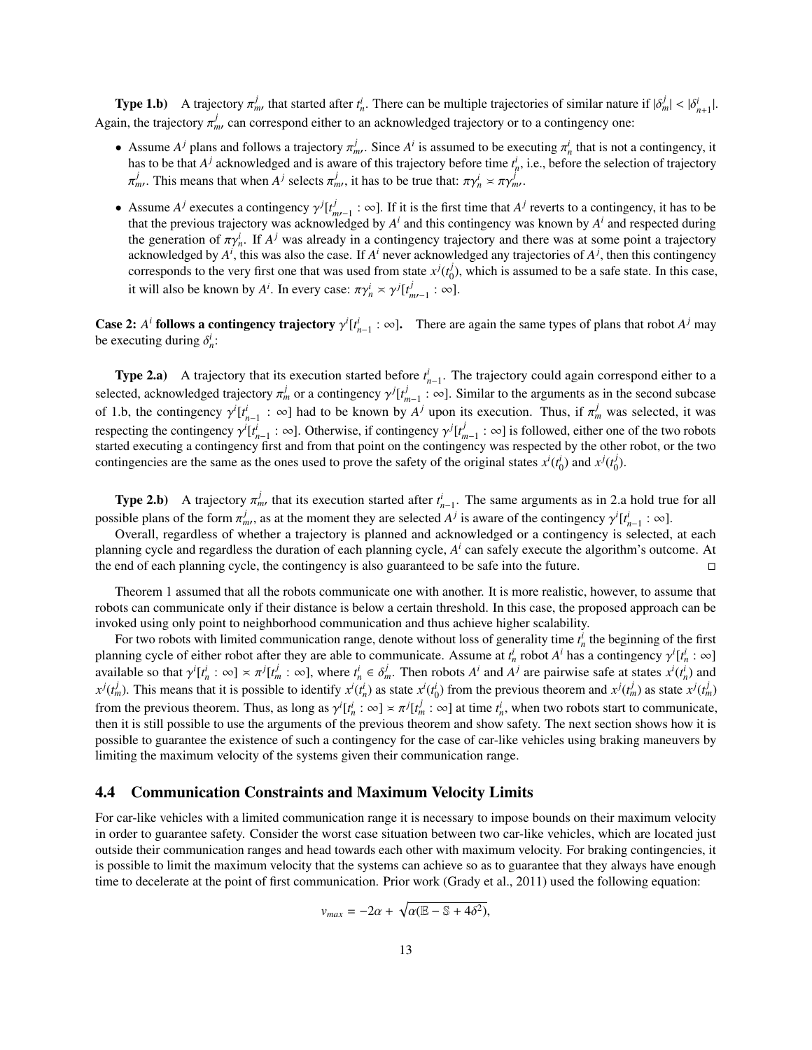**Type 1.b)** A trajectory $\pi^j_{m'}$ that started after $t^i_n$. There can be multiple trajectories of similar nature if $|\delta^j_m| < |\delta^i_{n+1}|$. Again, the trajectory $\pi^j_{m'}$ can correspond either to an acknowledged trajectory or to a contingency one:

- Assume $A^j$ plans and follows a trajectory $\pi^j_{m'}$. Since $A^i$ is assumed to be executing $\pi^i_n$ that is not a contingency, it has to be that $A^j$ acknowledged and is aware of this trajectory before time $t^i_n$, i.e., before the selection of trajectory $\pi^j_{m'}$. This means that when $A^j$ selects $\pi^j_{m'}$, it has to be true that: $\pi\gamma^i_n \asymp \pi\gamma^j_{m'}$.
- Assume $A^j$ executes a contingency $\gamma^j[t^j_{m'-1} : \infty]$. If it is the first time that $A^j$ reverts to a contingency, it has to be that the previous trajectory was acknowledged by $A^i$ and this contingency was known by $A^i$ and respected during the generation of $\pi\gamma^i_n$. If $A^j$ was already in a contingency trajectory and there was at some point a trajectory acknowledged by $A^i$, this was also the case. If $A^i$ never acknowledged any trajectories of $A^j$, then this contingency corresponds to the very first one that was used from state $x^j(t^j_0)$, which is assumed to be a safe state. In this case, it will also be known by $A^i$. In every case: $\pi\gamma^i_n \asymp \gamma^j[t^j_{m'-1} : \infty]$.

**Case 2: $A^i$ follows a contingency trajectory $\gamma^i[t^i_{n-1} : \infty]$.** There are again the same types of plans that robot $A^j$ may be executing during $\delta^i_n$:

**Type 2.a)** A trajectory that its execution started before $t^i_{n-1}$. The trajectory could again correspond either to a selected, acknowledged trajectory $\pi^j_m$ or a contingency $\gamma^j[t^j_{m-1} : \infty]$. Similar to the arguments as in the second subcase of 1.b, the contingency $\gamma^i[t^i_{n-1} : \infty]$ had to be known by $A^j$ upon its execution. Thus, if $\pi^j_m$ was selected, it was respecting the contingency $\gamma^i[t^i_{n-1} : \infty]$. Otherwise, if contingency $\gamma^j[t^j_{m-1} : \infty]$ is followed, either one of the two robots started executing a contingency first and from that point on the contingency was respected by the other robot, or the two contingencies are the same as the ones used to prove the safety of the original states $x^i(t^i_0)$ and $x^j(t^j_0)$.

**Type 2.b)** A trajectory $\pi^j_{m'}$ that its execution started after $t^i_{n-1}$. The same arguments as in 2.a hold true for all possible plans of the form $\pi^j_{m'}$, as at the moment they are selected $A^j$ is aware of the contingency $\gamma^i[t^i_{n-1} : \infty]$.

Overall, regardless of whether a trajectory is planned and acknowledged or a contingency is selected, at each planning cycle and regardless the duration of each planning cycle, $A^i$ can safely execute the algorithm's outcome. At the end of each planning cycle, the contingency is also guaranteed to be safe into the future. □

Theorem 1 assumed that all the robots communicate one with another. It is more realistic, however, to assume that robots can communicate only if their distance is below a certain threshold. In this case, the proposed approach can be invoked using only point to neighborhood communication and thus achieve higher scalability.

For two robots with limited communication range, denote without loss of generality time $t^i_n$ the beginning of the first planning cycle of either robot after they are able to communicate. Assume at $t^i_n$ robot $A^i$ has a contingency $\gamma^i[t^i_n : \infty]$ available so that $\gamma^i[t^i_n : \infty] \asymp \pi^j[t^j_m : \infty]$, where $t^i_n \in \delta^j_m$. Then robots $A^i$ and $A^j$ are pairwise safe at states $x^i(t^i_n)$ and $x^j(t^j_m)$. This means that it is possible to identify $x^i(t^i_n)$ as state $x^i(t^i_0)$ from the previous theorem and $x^j(t^j_m)$ as state $x^j(t^j_m)$ from the previous theorem. Thus, as long as $\gamma^i[t^i_n : \infty] \asymp \pi^j[t^j_m : \infty]$ at time $t^i_n$, when two robots start to communicate, then it is still possible to use the arguments of the previous theorem and show safety. The next section shows how it is possible to guarantee the existence of such a contingency for the case of car-like vehicles using braking maneuvers by limiting the maximum velocity of the systems given their communication range.

## 4.4 Communication Constraints and Maximum Velocity Limits

For car-like vehicles with a limited communication range it is necessary to impose bounds on their maximum velocity in order to guarantee safety. Consider the worst case situation between two car-like vehicles, which are located just outside their communication ranges and head towards each other with maximum velocity. For braking contingencies, it is possible to limit the maximum velocity that the systems can achieve so as to guarantee that they always have enough time to decelerate at the point of first communication. Prior work (Grady et al., 2011) used the following equation:

$$v_{max} = -2\alpha + \sqrt{\alpha(\mathbb{E} - \mathbb{S} + 4\delta^2)},$$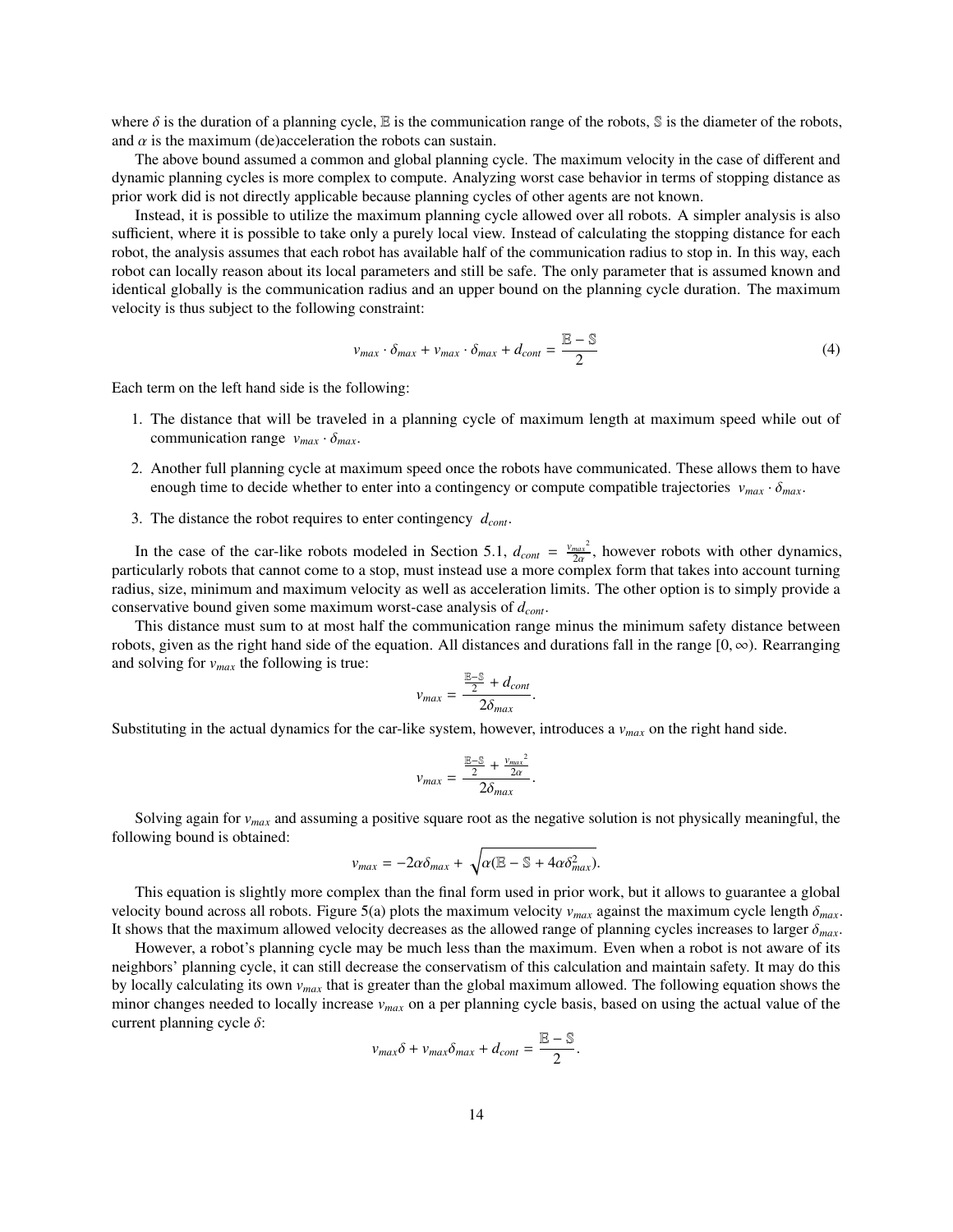where $\delta$ is the duration of a planning cycle, $\mathbb{E}$ is the communication range of the robots, $\mathbb{S}$ is the diameter of the robots, and $\alpha$ is the maximum (de)acceleration the robots can sustain.

The above bound assumed a common and global planning cycle. The maximum velocity in the case of different and dynamic planning cycles is more complex to compute. Analyzing worst case behavior in terms of stopping distance as prior work did is not directly applicable because planning cycles of other agents are not known.

Instead, it is possible to utilize the maximum planning cycle allowed over all robots. A simpler analysis is also sufficient, where it is possible to take only a purely local view. Instead of calculating the stopping distance for each robot, the analysis assumes that each robot has available half of the communication radius to stop in. In this way, each robot can locally reason about its local parameters and still be safe. The only parameter that is assumed known and identical globally is the communication radius and an upper bound on the planning cycle duration. The maximum velocity is thus subject to the following constraint:

$$v_{max} \cdot \delta_{max} + v_{max} \cdot \delta_{max} + d_{cont} = \frac{\mathbb{E} - \mathbb{S}}{2} \tag{4}$$

Each term on the left hand side is the following:

1. The distance that will be traveled in a planning cycle of maximum length at maximum speed while out of communication range $v_{max} \cdot \delta_{max}$.
2. Another full planning cycle at maximum speed once the robots have communicated. These allows them to have enough time to decide whether to enter into a contingency or compute compatible trajectories $v_{max} \cdot \delta_{max}$.
3. The distance the robot requires to enter contingency $d_{cont}$.

In the case of the car-like robots modeled in Section 5.1, $d_{cont} = \frac{{v_{max}}^2}{2\alpha}$, however robots with other dynamics, particularly robots that cannot come to a stop, must instead use a more complex form that takes into account turning radius, size, minimum and maximum velocity as well as acceleration limits. The other option is to simply provide a conservative bound given some maximum worst-case analysis of $d_{cont}$.

This distance must sum to at most half the communication range minus the minimum safety distance between robots, given as the right hand side of the equation. All distances and durations fall in the range $[0, \infty)$. Rearranging and solving for $v_{max}$ the following is true:

$$v_{max} = \frac{\frac{\mathbb{E}-\mathbb{S}}{2} + d_{cont}}{2\delta_{max}}.$$

Substituting in the actual dynamics for the car-like system, however, introduces a $v_{max}$ on the right hand side.

$$v_{max} = \frac{\frac{\mathbb{E}-\mathbb{S}}{2} + \frac{{v_{max}}^2}{2\alpha}}{2\delta_{max}}.$$

Solving again for $v_{max}$ and assuming a positive square root as the negative solution is not physically meaningful, the following bound is obtained:

$$v_{max} = -2\alpha\delta_{max} + \sqrt{\alpha(\mathbb{E} - \mathbb{S} + 4\alpha\delta_{max}^2)}.$$

This equation is slightly more complex than the final form used in prior work, but it allows to guarantee a global velocity bound across all robots. Figure 5(a) plots the maximum velocity $v_{max}$ against the maximum cycle length $\delta_{max}$. It shows that the maximum allowed velocity decreases as the allowed range of planning cycles increases to larger $\delta_{max}$.

However, a robot's planning cycle may be much less than the maximum. Even when a robot is not aware of its neighbors' planning cycle, it can still decrease the conservatism of this calculation and maintain safety. It may do this by locally calculating its own $v_{max}$ that is greater than the global maximum allowed. The following equation shows the minor changes needed to locally increase $v_{max}$ on a per planning cycle basis, based on using the actual value of the current planning cycle $\delta$:

$$v_{max}\delta + v_{max}\delta_{max} + d_{cont} = \frac{\mathbb{E} - \mathbb{S}}{2}.$$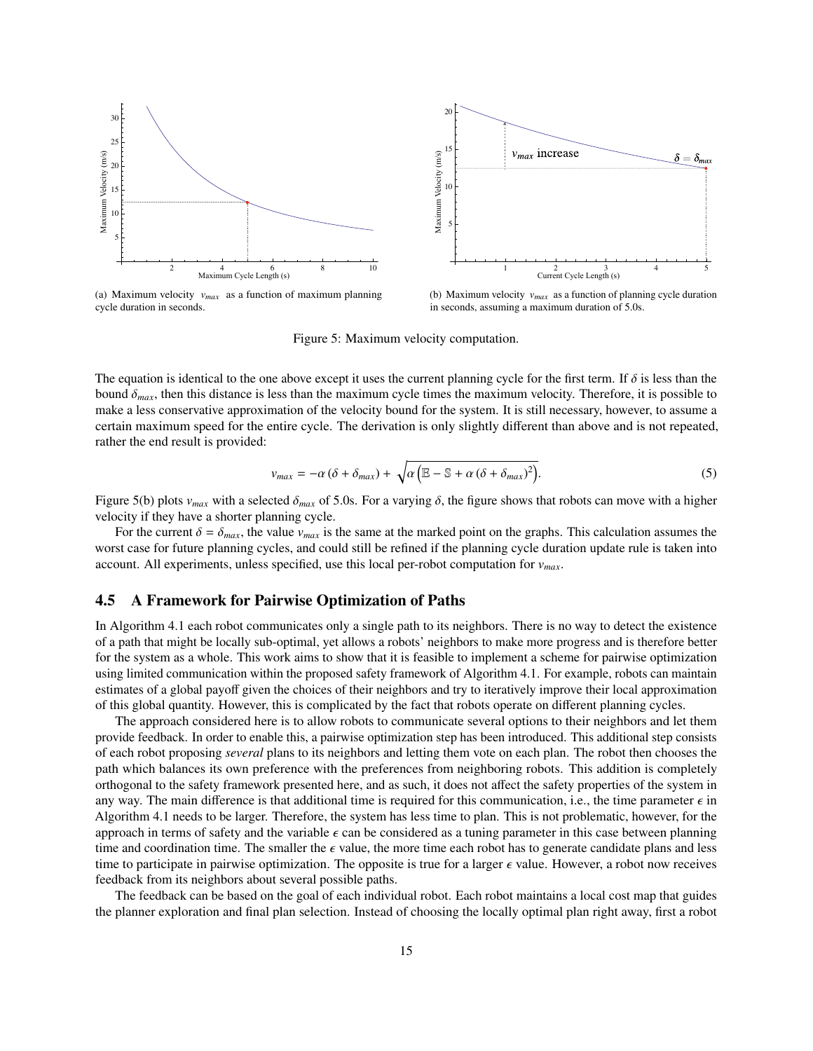(a) Maximum velocity $v_{max}$ as a function of maximum planning cycle duration in seconds.

(b) Maximum velocity $v_{max}$ as a function of planning cycle duration in seconds, assuming a maximum duration of 5.0s.

Figure 5: Maximum velocity computation.

The equation is identical to the one above except it uses the current planning cycle for the first term. If $\delta$ is less than the bound $\delta_{max}$, then this distance is less than the maximum cycle times the maximum velocity. Therefore, it is possible to make a less conservative approximation of the velocity bound for the system. It is still necessary, however, to assume a certain maximum speed for the entire cycle. The derivation is only slightly different than above and is not repeated, rather the end result is provided:

$$v_{max} = -\alpha\,(\delta + \delta_{max}) + \sqrt{\alpha\left(\mathbb{E} - \mathbb{S} + \alpha\,(\delta + \delta_{max})^2\right)}. \tag{5}$$

Figure 5(b) plots $v_{max}$ with a selected $\delta_{max}$ of 5.0s. For a varying $\delta$, the figure shows that robots can move with a higher velocity if they have a shorter planning cycle.

For the current $\delta = \delta_{max}$, the value $v_{max}$ is the same at the marked point on the graphs. This calculation assumes the worst case for future planning cycles, and could still be refined if the planning cycle duration update rule is taken into account. All experiments, unless specified, use this local per-robot computation for $v_{max}$.

## 4.5 A Framework for Pairwise Optimization of Paths

In Algorithm 4.1 each robot communicates only a single path to its neighbors. There is no way to detect the existence of a path that might be locally sub-optimal, yet allows a robots' neighbors to make more progress and is therefore better for the system as a whole. This work aims to show that it is feasible to implement a scheme for pairwise optimization using limited communication within the proposed safety framework of Algorithm 4.1. For example, robots can maintain estimates of a global payoff given the choices of their neighbors and try to iteratively improve their local approximation of this global quantity. However, this is complicated by the fact that robots operate on different planning cycles.

The approach considered here is to allow robots to communicate several options to their neighbors and let them provide feedback. In order to enable this, a pairwise optimization step has been introduced. This additional step consists of each robot proposing *several* plans to its neighbors and letting them vote on each plan. The robot then chooses the path which balances its own preference with the preferences from neighboring robots. This addition is completely orthogonal to the safety framework presented here, and as such, it does not affect the safety properties of the system in any way. The main difference is that additional time is required for this communication, i.e., the time parameter $\epsilon$ in Algorithm 4.1 needs to be larger. Therefore, the system has less time to plan. This is not problematic, however, for the approach in terms of safety and the variable $\epsilon$ can be considered as a tuning parameter in this case between planning time and coordination time. The smaller the $\epsilon$ value, the more time each robot has to generate candidate plans and less time to participate in pairwise optimization. The opposite is true for a larger $\epsilon$ value. However, a robot now receives feedback from its neighbors about several possible paths.

The feedback can be based on the goal of each individual robot. Each robot maintains a local cost map that guides the planner exploration and final plan selection. Instead of choosing the locally optimal plan right away, first a robot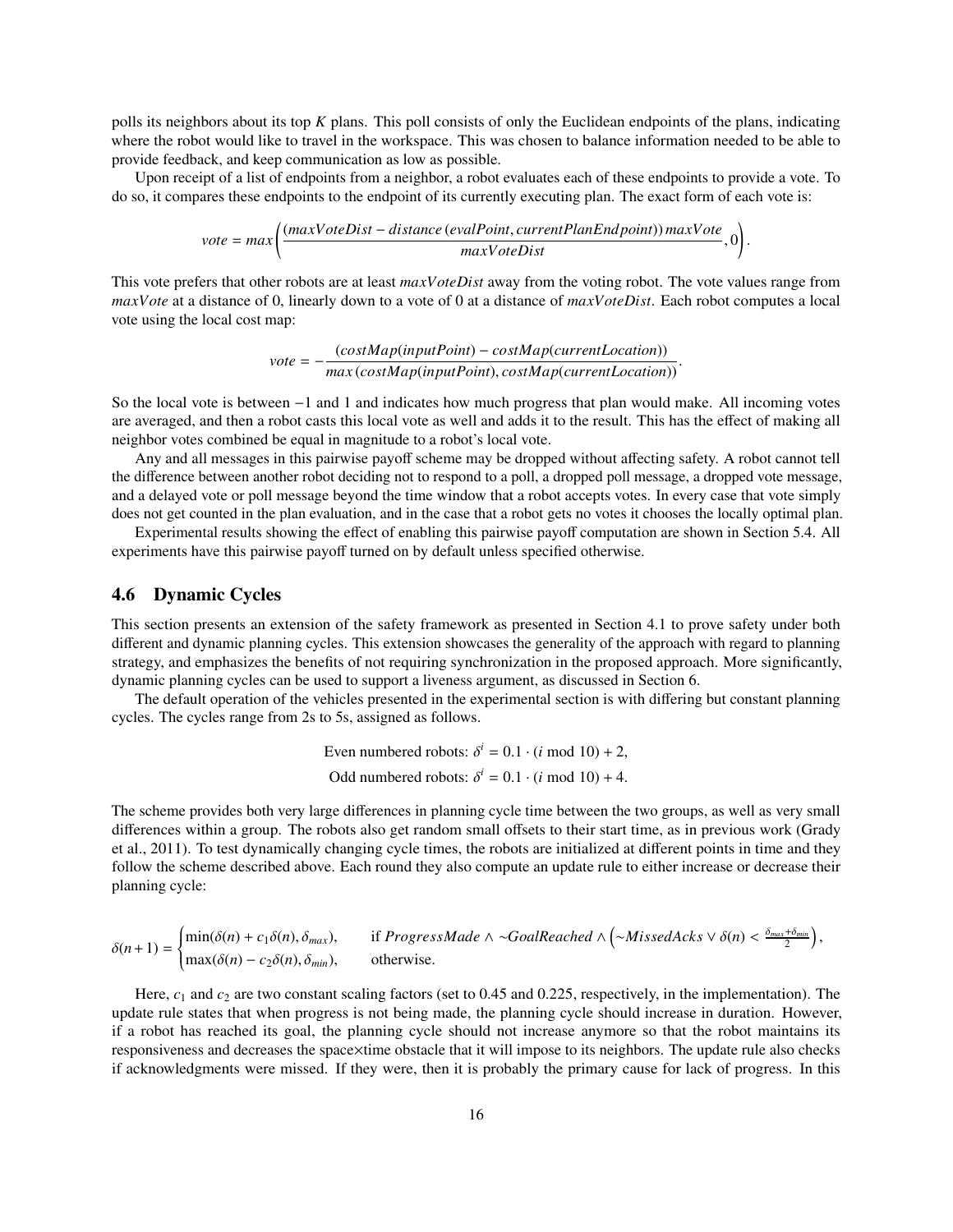polls its neighbors about its top $K$ plans. This poll consists of only the Euclidean endpoints of the plans, indicating where the robot would like to travel in the workspace. This was chosen to balance information needed to be able to provide feedback, and keep communication as low as possible.

Upon receipt of a list of endpoints from a neighbor, a robot evaluates each of these endpoints to provide a vote. To do so, it compares these endpoints to the endpoint of its currently executing plan. The exact form of each vote is:

$$vote = max\left(\frac{(maxVoteDist - distance\,(evalPoint, currentPlanEndpoint))\,maxVote}{maxVoteDist}, 0\right).$$

This vote prefers that other robots are at least $maxVoteDist$ away from the voting robot. The vote values range from $maxVote$ at a distance of 0, linearly down to a vote of 0 at a distance of $maxVoteDist$. Each robot computes a local vote using the local cost map:

$$vote = -\frac{(costMap(inputPoint) - costMap(currentLocation))}{max\,(costMap(inputPoint), costMap(currentLocation))}.$$

So the local vote is between $-1$ and 1 and indicates how much progress that plan would make. All incoming votes are averaged, and then a robot casts this local vote as well and adds it to the result. This has the effect of making all neighbor votes combined be equal in magnitude to a robot's local vote.

Any and all messages in this pairwise payoff scheme may be dropped without affecting safety. A robot cannot tell the difference between another robot deciding not to respond to a poll, a dropped poll message, a dropped vote message, and a delayed vote or poll message beyond the time window that a robot accepts votes. In every case that vote simply does not get counted in the plan evaluation, and in the case that a robot gets no votes it chooses the locally optimal plan.

Experimental results showing the effect of enabling this pairwise payoff computation are shown in Section 5.4. All experiments have this pairwise payoff turned on by default unless specified otherwise.

## 4.6 Dynamic Cycles

This section presents an extension of the safety framework as presented in Section 4.1 to prove safety under both different and dynamic planning cycles. This extension showcases the generality of the approach with regard to planning strategy, and emphasizes the benefits of not requiring synchronization in the proposed approach. More significantly, dynamic planning cycles can be used to support a liveness argument, as discussed in Section 6.

The default operation of the vehicles presented in the experimental section is with differing but constant planning cycles. The cycles range from 2s to 5s, assigned as follows.

$$\text{Even numbered robots: } \delta^i = 0.1 \cdot (i \bmod 10) + 2,$$
$$\text{Odd numbered robots: } \delta^i = 0.1 \cdot (i \bmod 10) + 4.$$

The scheme provides both very large differences in planning cycle time between the two groups, as well as very small differences within a group. The robots also get random small offsets to their start time, as in previous work (Grady et al., 2011). To test dynamically changing cycle times, the robots are initialized at different points in time and they follow the scheme described above. Each round they also compute an update rule to either increase or decrease their planning cycle:

$$\delta(n+1) = \begin{cases} \min(\delta(n) + c_1\delta(n), \delta_{max}), & \text{if } ProgressMade \wedge \sim GoalReached \wedge \left(\sim MissedAcks \vee \delta(n) < \frac{\delta_{max}+\delta_{min}}{2}\right), \\ \max(\delta(n) - c_2\delta(n), \delta_{min}), & \text{otherwise.} \end{cases}$$

Here, $c_1$ and $c_2$ are two constant scaling factors (set to 0.45 and 0.225, respectively, in the implementation). The update rule states that when progress is not being made, the planning cycle should increase in duration. However, if a robot has reached its goal, the planning cycle should not increase anymore so that the robot maintains its responsiveness and decreases the space×time obstacle that it will impose to its neighbors. The update rule also checks if acknowledgments were missed. If they were, then it is probably the primary cause for lack of progress. In this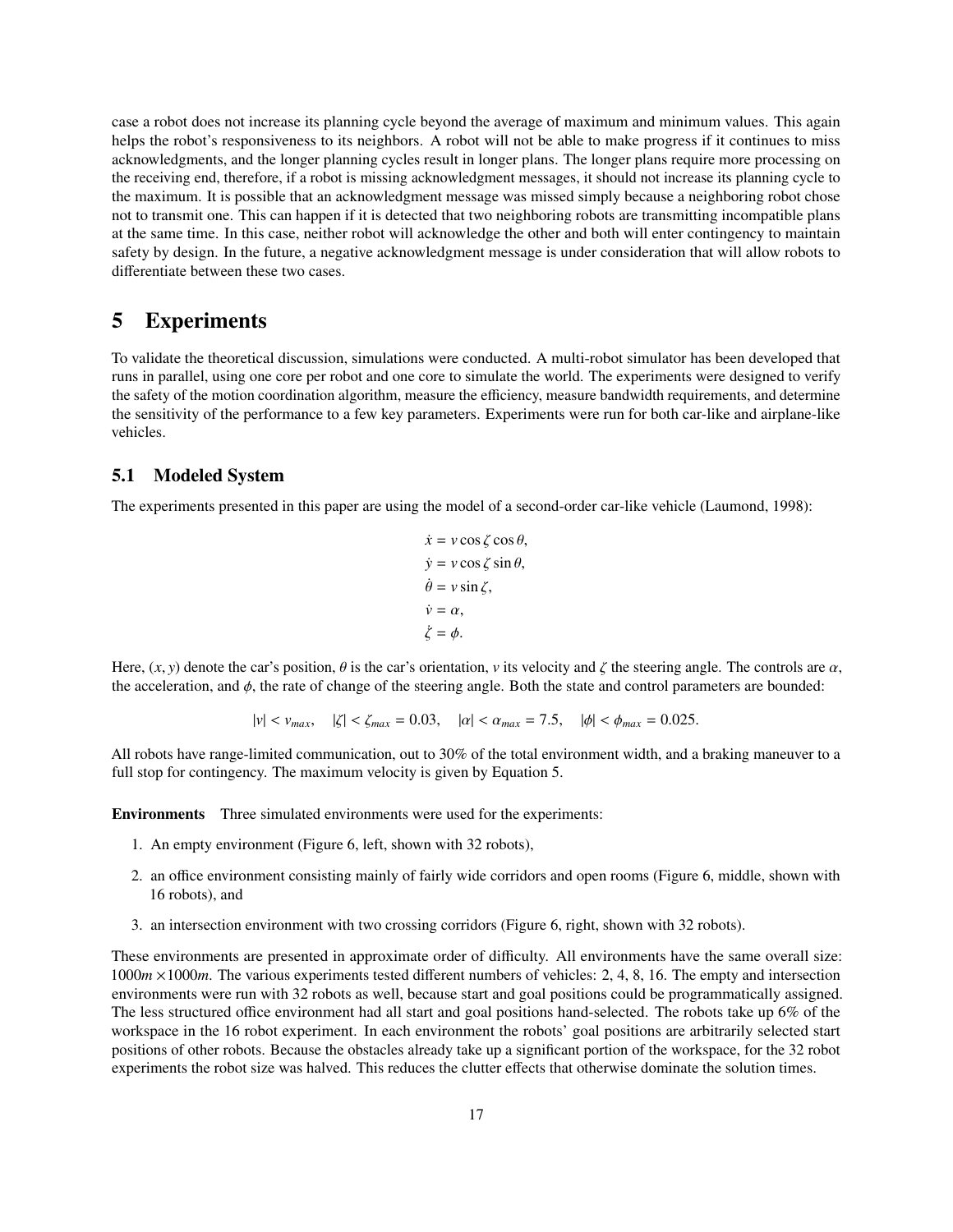case a robot does not increase its planning cycle beyond the average of maximum and minimum values. This again helps the robot's responsiveness to its neighbors. A robot will not be able to make progress if it continues to miss acknowledgments, and the longer planning cycles result in longer plans. The longer plans require more processing on the receiving end, therefore, if a robot is missing acknowledgment messages, it should not increase its planning cycle to the maximum. It is possible that an acknowledgment message was missed simply because a neighboring robot chose not to transmit one. This can happen if it is detected that two neighboring robots are transmitting incompatible plans at the same time. In this case, neither robot will acknowledge the other and both will enter contingency to maintain safety by design. In the future, a negative acknowledgment message is under consideration that will allow robots to differentiate between these two cases.

# 5 Experiments

To validate the theoretical discussion, simulations were conducted. A multi-robot simulator has been developed that runs in parallel, using one core per robot and one core to simulate the world. The experiments were designed to verify the safety of the motion coordination algorithm, measure the efficiency, measure bandwidth requirements, and determine the sensitivity of the performance to a few key parameters. Experiments were run for both car-like and airplane-like vehicles.

## 5.1 Modeled System

The experiments presented in this paper are using the model of a second-order car-like vehicle (Laumond, 1998):

$$
\begin{aligned}
\dot{x} &= v \cos \zeta \cos \theta, \\
\dot{y} &= v \cos \zeta \sin \theta, \\
\dot{\theta} &= v \sin \zeta, \\
\dot{v} &= \alpha, \\
\dot{\zeta} &= \phi.
\end{aligned}
$$

Here, $(x, y)$ denote the car's position, $\theta$ is the car's orientation, $v$ its velocity and $\zeta$ the steering angle. The controls are $\alpha$, the acceleration, and $\phi$, the rate of change of the steering angle. Both the state and control parameters are bounded:

$$
|v| < v_{max}, \quad |\zeta| < \zeta_{max} = 0.03, \quad |\alpha| < \alpha_{max} = 7.5, \quad |\phi| < \phi_{max} = 0.025.
$$

All robots have range-limited communication, out to 30% of the total environment width, and a braking maneuver to a full stop for contingency. The maximum velocity is given by Equation 5.

**Environments** Three simulated environments were used for the experiments:

1. An empty environment (Figure 6, left, shown with 32 robots),
2. an office environment consisting mainly of fairly wide corridors and open rooms (Figure 6, middle, shown with 16 robots), and
3. an intersection environment with two crossing corridors (Figure 6, right, shown with 32 robots).

These environments are presented in approximate order of difficulty. All environments have the same overall size: $1000m \times 1000m$. The various experiments tested different numbers of vehicles: 2, 4, 8, 16. The empty and intersection environments were run with 32 robots as well, because start and goal positions could be programmatically assigned. The less structured office environment had all start and goal positions hand-selected. The robots take up 6% of the workspace in the 16 robot experiment. In each environment the robots' goal positions are arbitrarily selected start positions of other robots. Because the obstacles already take up a significant portion of the workspace, for the 32 robot experiments the robot size was halved. This reduces the clutter effects that otherwise dominate the solution times.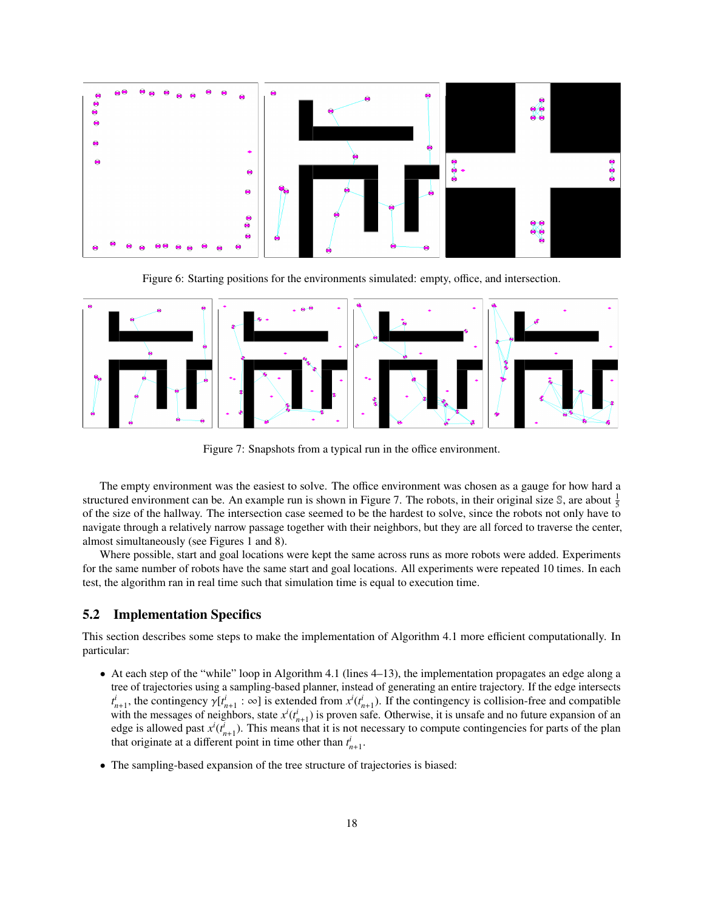Figure 6: Starting positions for the environments simulated: empty, office, and intersection.

Figure 7: Snapshots from a typical run in the office environment.

The empty environment was the easiest to solve. The office environment was chosen as a gauge for how hard a structured environment can be. An example run is shown in Figure 7. The robots, in their original size $\mathbb{S}$, are about $\frac{1}{5}$ of the size of the hallway. The intersection case seemed to be the hardest to solve, since the robots not only have to navigate through a relatively narrow passage together with their neighbors, but they are all forced to traverse the center, almost simultaneously (see Figures 1 and 8).

Where possible, start and goal locations were kept the same across runs as more robots were added. Experiments for the same number of robots have the same start and goal locations. All experiments were repeated 10 times. In each test, the algorithm ran in real time such that simulation time is equal to execution time.

## 5.2 Implementation Specifics

This section describes some steps to make the implementation of Algorithm 4.1 more efficient computationally. In particular:

- At each step of the "while" loop in Algorithm 4.1 (lines 4–13), the implementation propagates an edge along a tree of trajectories using a sampling-based planner, instead of generating an entire trajectory. If the edge intersects $t^i_{n+1}$, the contingency $\gamma[t^i_{n+1} : \infty]$ is extended from $x^i(t^i_{n+1})$. If the contingency is collision-free and compatible with the messages of neighbors, state $x^i(t^i_{n+1})$ is proven safe. Otherwise, it is unsafe and no future expansion of an edge is allowed past $x^i(t^i_{n+1})$. This means that it is not necessary to compute contingencies for parts of the plan that originate at a different point in time other than $t^i_{n+1}$.

- The sampling-based expansion of the tree structure of trajectories is biased: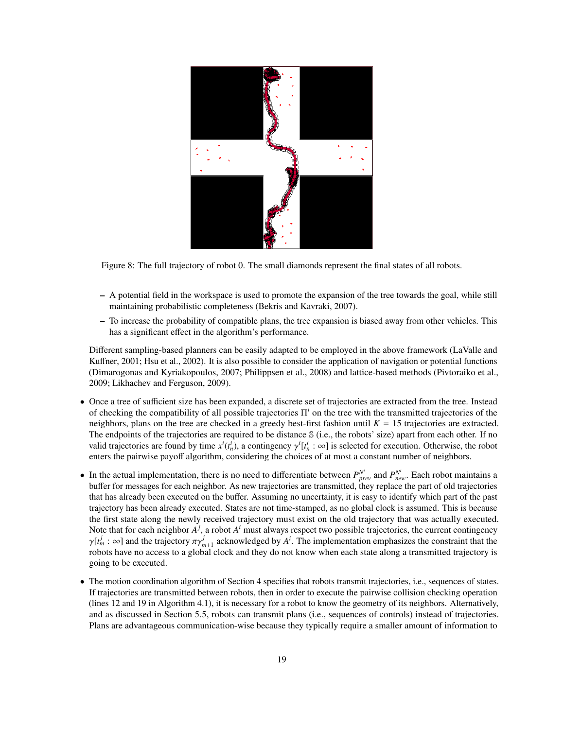Figure 8: The full trajectory of robot 0. The small diamonds represent the final states of all robots.

  - A potential field in the workspace is used to promote the expansion of the tree towards the goal, while still maintaining probabilistic completeness (Bekris and Kavraki, 2007).
  - To increase the probability of compatible plans, the tree expansion is biased away from other vehicles. This has a significant effect in the algorithm's performance.

  Different sampling-based planners can be easily adapted to be employed in the above framework (LaValle and Kuffner, 2001; Hsu et al., 2002). It is also possible to consider the application of navigation or potential functions (Dimarogonas and Kyriakopoulos, 2007; Philippsen et al., 2008) and lattice-based methods (Pivtoraiko et al., 2009; Likhachev and Ferguson, 2009).

- Once a tree of sufficient size has been expanded, a discrete set of trajectories are extracted from the tree. Instead of checking the compatibility of all possible trajectories $\Pi^i$ on the tree with the transmitted trajectories of the neighbors, plans on the tree are checked in a greedy best-first fashion until $K = 15$ trajectories are extracted. The endpoints of the trajectories are required to be distance $\mathbb{S}$ (i.e., the robots' size) apart from each other. If no valid trajectories are found by time $x^i(t^i_n)$, a contingency $\gamma^i[t^i_n : \infty]$ is selected for execution. Otherwise, the robot enters the pairwise payoff algorithm, considering the choices of at most a constant number of neighbors.

- In the actual implementation, there is no need to differentiate between $P^{N^i}_{prev}$ and $P^{N^i}_{new}$. Each robot maintains a buffer for messages for each neighbor. As new trajectories are transmitted, they replace the part of old trajectories that has already been executed on the buffer. Assuming no uncertainty, it is easy to identify which part of the past trajectory has been already executed. States are not time-stamped, as no global clock is assumed. This is because the first state along the newly received trajectory must exist on the old trajectory that was actually executed. Note that for each neighbor $A^j$, a robot $A^i$ must always respect two possible trajectories, the current contingency $\gamma[t^j_m : \infty]$ and the trajectory $\pi\gamma^j_{m+1}$ acknowledged by $A^i$. The implementation emphasizes the constraint that the robots have no access to a global clock and they do not know when each state along a transmitted trajectory is going to be executed.

- The motion coordination algorithm of Section 4 specifies that robots transmit trajectories, i.e., sequences of states. If trajectories are transmitted between robots, then in order to execute the pairwise collision checking operation (lines 12 and 19 in Algorithm 4.1), it is necessary for a robot to know the geometry of its neighbors. Alternatively, and as discussed in Section 5.5, robots can transmit plans (i.e., sequences of controls) instead of trajectories. Plans are advantageous communication-wise because they typically require a smaller amount of information to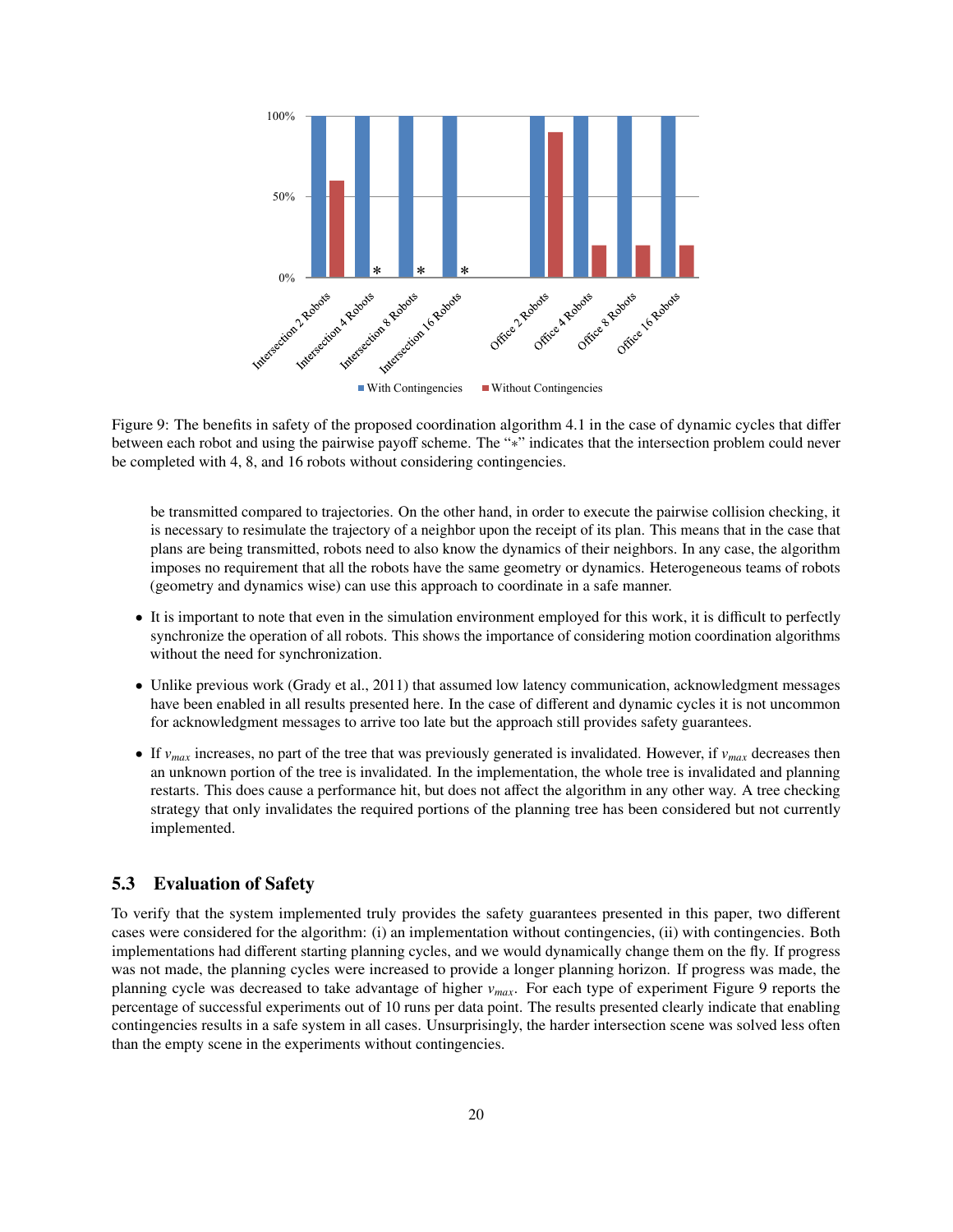Figure 9: The benefits in safety of the proposed coordination algorithm 4.1 in the case of dynamic cycles that differ between each robot and using the pairwise payoff scheme. The "$*$" indicates that the intersection problem could never be completed with 4, 8, and 16 robots without considering contingencies.

be transmitted compared to trajectories. On the other hand, in order to execute the pairwise collision checking, it is necessary to resimulate the trajectory of a neighbor upon the receipt of its plan. This means that in the case that plans are being transmitted, robots need to also know the dynamics of their neighbors. In any case, the algorithm imposes no requirement that all the robots have the same geometry or dynamics. Heterogeneous teams of robots (geometry and dynamics wise) can use this approach to coordinate in a safe manner.

- It is important to note that even in the simulation environment employed for this work, it is difficult to perfectly synchronize the operation of all robots. This shows the importance of considering motion coordination algorithms without the need for synchronization.
- Unlike previous work (Grady et al., 2011) that assumed low latency communication, acknowledgment messages have been enabled in all results presented here. In the case of different and dynamic cycles it is not uncommon for acknowledgment messages to arrive too late but the approach still provides safety guarantees.
- If $v_{max}$ increases, no part of the tree that was previously generated is invalidated. However, if $v_{max}$ decreases then an unknown portion of the tree is invalidated. In the implementation, the whole tree is invalidated and planning restarts. This does cause a performance hit, but does not affect the algorithm in any other way. A tree checking strategy that only invalidates the required portions of the planning tree has been considered but not currently implemented.

## 5.3 Evaluation of Safety

To verify that the system implemented truly provides the safety guarantees presented in this paper, two different cases were considered for the algorithm: (i) an implementation without contingencies, (ii) with contingencies. Both implementations had different starting planning cycles, and we would dynamically change them on the fly. If progress was not made, the planning cycles were increased to provide a longer planning horizon. If progress was made, the planning cycle was decreased to take advantage of higher $v_{max}$. For each type of experiment Figure 9 reports the percentage of successful experiments out of 10 runs per data point. The results presented clearly indicate that enabling contingencies results in a safe system in all cases. Unsurprisingly, the harder intersection scene was solved less often than the empty scene in the experiments without contingencies.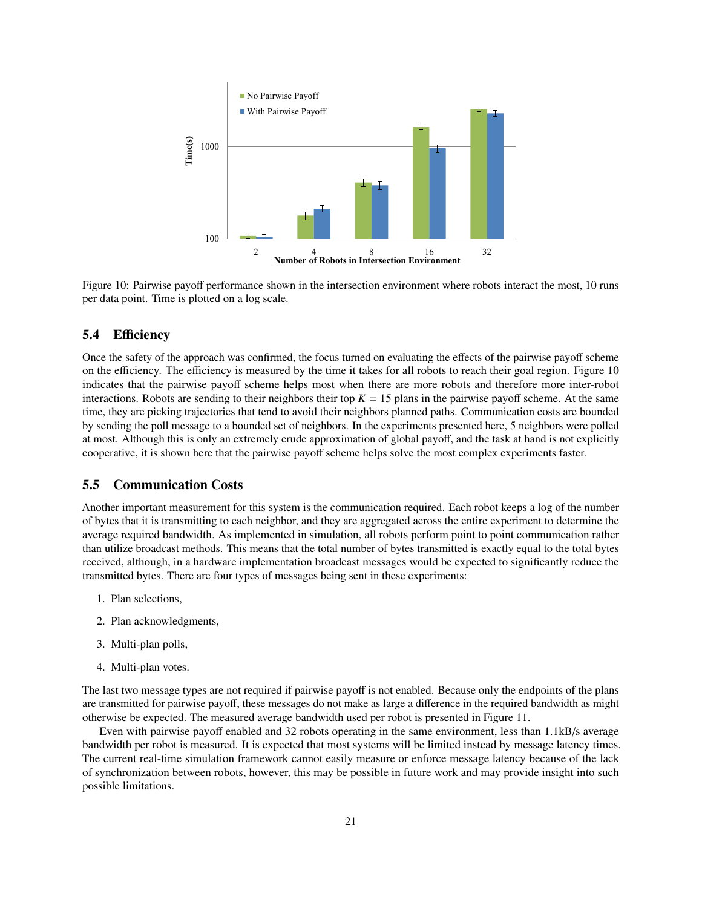Figure 10: Pairwise payoff performance shown in the intersection environment where robots interact the most, 10 runs per data point. Time is plotted on a log scale.

## 5.4 Efficiency

Once the safety of the approach was confirmed, the focus turned on evaluating the effects of the pairwise payoff scheme on the efficiency. The efficiency is measured by the time it takes for all robots to reach their goal region. Figure 10 indicates that the pairwise payoff scheme helps most when there are more robots and therefore more inter-robot interactions. Robots are sending to their neighbors their top $K = 15$ plans in the pairwise payoff scheme. At the same time, they are picking trajectories that tend to avoid their neighbors planned paths. Communication costs are bounded by sending the poll message to a bounded set of neighbors. In the experiments presented here, 5 neighbors were polled at most. Although this is only an extremely crude approximation of global payoff, and the task at hand is not explicitly cooperative, it is shown here that the pairwise payoff scheme helps solve the most complex experiments faster.

## 5.5 Communication Costs

Another important measurement for this system is the communication required. Each robot keeps a log of the number of bytes that it is transmitting to each neighbor, and they are aggregated across the entire experiment to determine the average required bandwidth. As implemented in simulation, all robots perform point to point communication rather than utilize broadcast methods. This means that the total number of bytes transmitted is exactly equal to the total bytes received, although, in a hardware implementation broadcast messages would be expected to significantly reduce the transmitted bytes. There are four types of messages being sent in these experiments:

1. Plan selections,
2. Plan acknowledgments,
3. Multi-plan polls,
4. Multi-plan votes.

The last two message types are not required if pairwise payoff is not enabled. Because only the endpoints of the plans are transmitted for pairwise payoff, these messages do not make as large a difference in the required bandwidth as might otherwise be expected. The measured average bandwidth used per robot is presented in Figure 11.

Even with pairwise payoff enabled and 32 robots operating in the same environment, less than 1.1kB/s average bandwidth per robot is measured. It is expected that most systems will be limited instead by message latency times. The current real-time simulation framework cannot easily measure or enforce message latency because of the lack of synchronization between robots, however, this may be possible in future work and may provide insight into such possible limitations.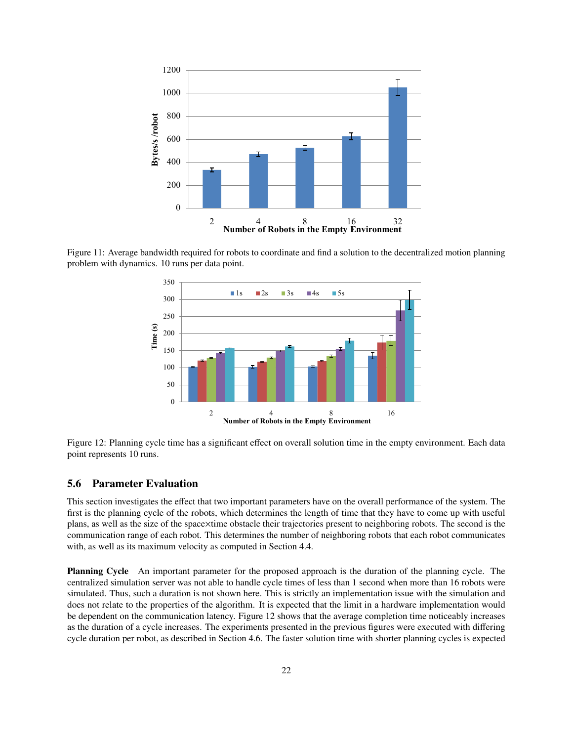Figure 11: Average bandwidth required for robots to coordinate and find a solution to the decentralized motion planning problem with dynamics. 10 runs per data point.

Figure 12: Planning cycle time has a significant effect on overall solution time in the empty environment. Each data point represents 10 runs.

## 5.6 Parameter Evaluation

This section investigates the effect that two important parameters have on the overall performance of the system. The first is the planning cycle of the robots, which determines the length of time that they have to come up with useful plans, as well as the size of the space×time obstacle their trajectories present to neighboring robots. The second is the communication range of each robot. This determines the number of neighboring robots that each robot communicates with, as well as its maximum velocity as computed in Section 4.4.

**Planning Cycle** An important parameter for the proposed approach is the duration of the planning cycle. The centralized simulation server was not able to handle cycle times of less than 1 second when more than 16 robots were simulated. Thus, such a duration is not shown here. This is strictly an implementation issue with the simulation and does not relate to the properties of the algorithm. It is expected that the limit in a hardware implementation would be dependent on the communication latency. Figure 12 shows that the average completion time noticeably increases as the duration of a cycle increases. The experiments presented in the previous figures were executed with differing cycle duration per robot, as described in Section 4.6. The faster solution time with shorter planning cycles is expected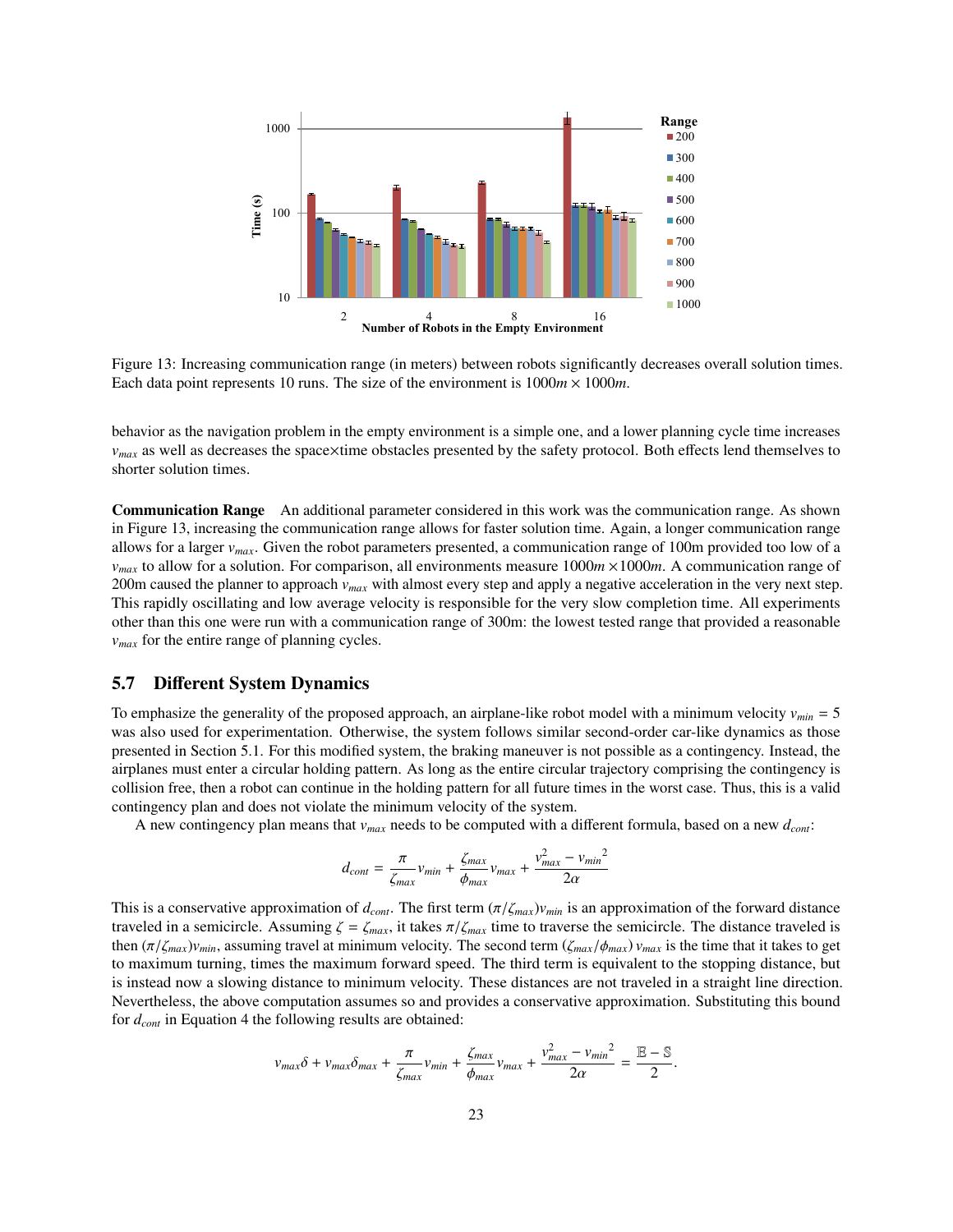Figure 13: Increasing communication range (in meters) between robots significantly decreases overall solution times. Each data point represents 10 runs. The size of the environment is $1000m \times 1000m$.

behavior as the navigation problem in the empty environment is a simple one, and a lower planning cycle time increases $v_{max}$ as well as decreases the space×time obstacles presented by the safety protocol. Both effects lend themselves to shorter solution times.

**Communication Range** An additional parameter considered in this work was the communication range. As shown in Figure 13, increasing the communication range allows for faster solution time. Again, a longer communication range allows for a larger $v_{max}$. Given the robot parameters presented, a communication range of 100m provided too low of a $v_{max}$ to allow for a solution. For comparison, all environments measure $1000m \times 1000m$. A communication range of 200m caused the planner to approach $v_{max}$ with almost every step and apply a negative acceleration in the very next step. This rapidly oscillating and low average velocity is responsible for the very slow completion time. All experiments other than this one were run with a communication range of 300m: the lowest tested range that provided a reasonable $v_{max}$ for the entire range of planning cycles.

## 5.7 Different System Dynamics

To emphasize the generality of the proposed approach, an airplane-like robot model with a minimum velocity $v_{min} = 5$ was also used for experimentation. Otherwise, the system follows similar second-order car-like dynamics as those presented in Section 5.1. For this modified system, the braking maneuver is not possible as a contingency. Instead, the airplanes must enter a circular holding pattern. As long as the entire circular trajectory comprising the contingency is collision free, then a robot can continue in the holding pattern for all future times in the worst case. Thus, this is a valid contingency plan and does not violate the minimum velocity of the system.

A new contingency plan means that $v_{max}$ needs to be computed with a different formula, based on a new $d_{cont}$:

$$d_{cont} = \frac{\pi}{\zeta_{max}} v_{min} + \frac{\zeta_{max}}{\phi_{max}} v_{max} + \frac{v_{max}^2 - {v_{min}}^2}{2\alpha}$$

This is a conservative approximation of $d_{cont}$. The first term $(\pi/\zeta_{max})v_{min}$ is an approximation of the forward distance traveled in a semicircle. Assuming $\zeta = \zeta_{max}$, it takes $\pi/\zeta_{max}$ time to traverse the semicircle. The distance traveled is then $(\pi/\zeta_{max})v_{min}$, assuming travel at minimum velocity. The second term $(\zeta_{max}/\phi_{max})\, v_{max}$ is the time that it takes to get to maximum turning, times the maximum forward speed. The third term is equivalent to the stopping distance, but is instead now a slowing distance to minimum velocity. These distances are not traveled in a straight line direction. Nevertheless, the above computation assumes so and provides a conservative approximation. Substituting this bound for $d_{cont}$ in Equation 4 the following results are obtained:

$$v_{max}\delta + v_{max}\delta_{max} + \frac{\pi}{\zeta_{max}} v_{min} + \frac{\zeta_{max}}{\phi_{max}} v_{max} + \frac{v_{max}^2 - {v_{min}}^2}{2\alpha} = \frac{\mathbb{B} - \mathbb{S}}{2}.$$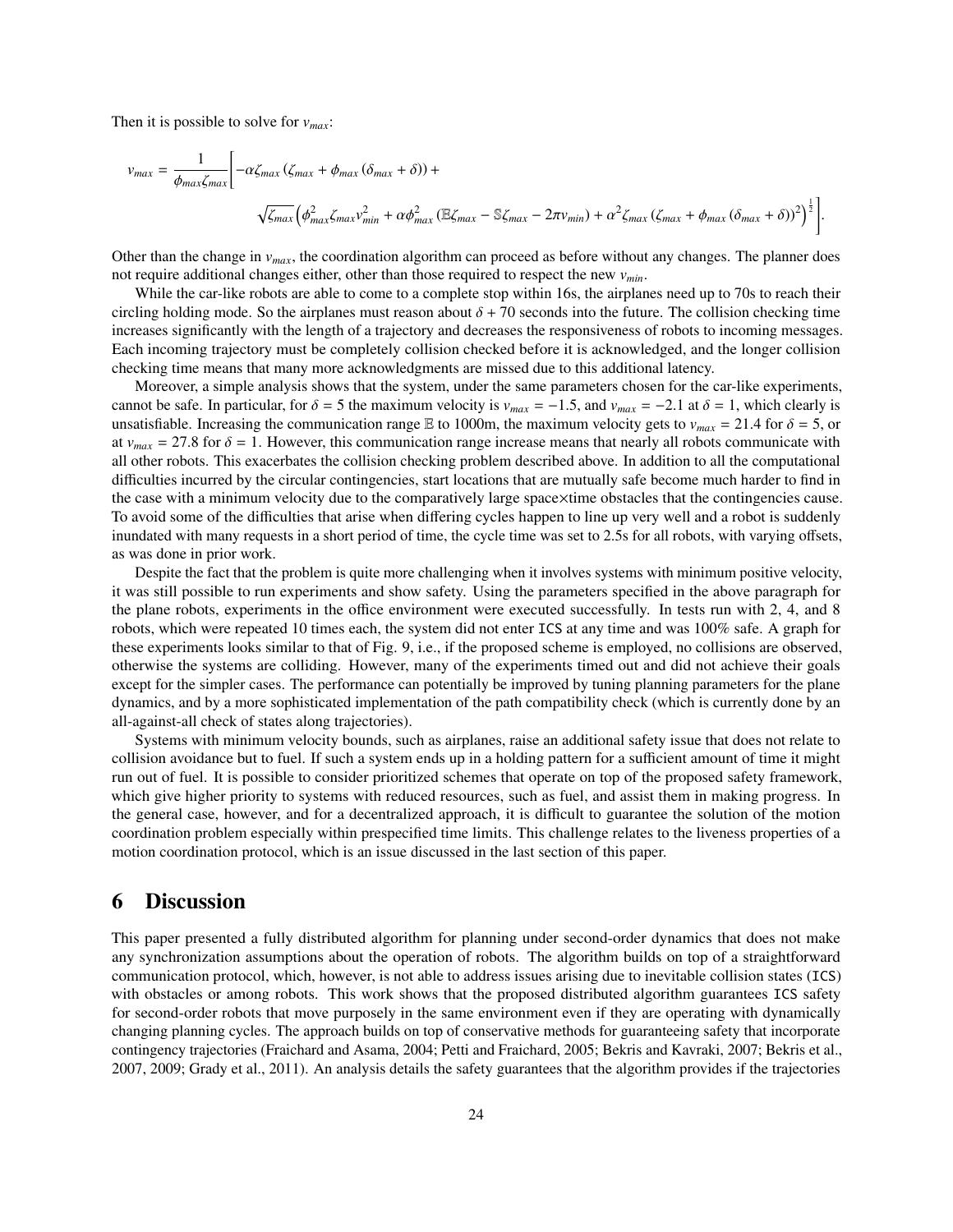Then it is possible to solve for $v_{max}$:

$$v_{max} = \frac{1}{\phi_{max}\zeta_{max}}\Bigg[-\alpha\zeta_{max}\left(\zeta_{max} + \phi_{max}\left(\delta_{max} + \delta\right)\right) + \\ \sqrt{\zeta_{max}}\left(\phi_{max}^2\zeta_{max}v_{min}^2 + \alpha\phi_{max}^2\left(\mathbb{E}\zeta_{max} - \mathbb{S}\zeta_{max} - 2\pi v_{min}\right) + \alpha^2\zeta_{max}\left(\zeta_{max} + \phi_{max}\left(\delta_{max} + \delta\right)\right)^2\right)^{\frac{1}{2}}\Bigg].$$

Other than the change in $v_{max}$, the coordination algorithm can proceed as before without any changes. The planner does not require additional changes either, other than those required to respect the new $v_{min}$.

While the car-like robots are able to come to a complete stop within 16s, the airplanes need up to 70s to reach their circling holding mode. So the airplanes must reason about $\delta + 70$ seconds into the future. The collision checking time increases significantly with the length of a trajectory and decreases the responsiveness of robots to incoming messages. Each incoming trajectory must be completely collision checked before it is acknowledged, and the longer collision checking time means that many more acknowledgments are missed due to this additional latency.

Moreover, a simple analysis shows that the system, under the same parameters chosen for the car-like experiments, cannot be safe. In particular, for $\delta = 5$ the maximum velocity is $v_{max} = -1.5$, and $v_{max} = -2.1$ at $\delta = 1$, which clearly is unsatisfiable. Increasing the communication range $\mathbb{E}$ to 1000m, the maximum velocity gets to $v_{max} = 21.4$ for $\delta = 5$, or at $v_{max} = 27.8$ for $\delta = 1$. However, this communication range increase means that nearly all robots communicate with all other robots. This exacerbates the collision checking problem described above. In addition to all the computational difficulties incurred by the circular contingencies, start locations that are mutually safe become much harder to find in the case with a minimum velocity due to the comparatively large space×time obstacles that the contingencies cause. To avoid some of the difficulties that arise when differing cycles happen to line up very well and a robot is suddenly inundated with many requests in a short period of time, the cycle time was set to 2.5s for all robots, with varying offsets, as was done in prior work.

Despite the fact that the problem is quite more challenging when it involves systems with minimum positive velocity, it was still possible to run experiments and show safety. Using the parameters specified in the above paragraph for the plane robots, experiments in the office environment were executed successfully. In tests run with 2, 4, and 8 robots, which were repeated 10 times each, the system did not enter ICS at any time and was 100% safe. A graph for these experiments looks similar to that of Fig. 9, i.e., if the proposed scheme is employed, no collisions are observed, otherwise the systems are colliding. However, many of the experiments timed out and did not achieve their goals except for the simpler cases. The performance can potentially be improved by tuning planning parameters for the plane dynamics, and by a more sophisticated implementation of the path compatibility check (which is currently done by an all-against-all check of states along trajectories).

Systems with minimum velocity bounds, such as airplanes, raise an additional safety issue that does not relate to collision avoidance but to fuel. If such a system ends up in a holding pattern for a sufficient amount of time it might run out of fuel. It is possible to consider prioritized schemes that operate on top of the proposed safety framework, which give higher priority to systems with reduced resources, such as fuel, and assist them in making progress. In the general case, however, and for a decentralized approach, it is difficult to guarantee the solution of the motion coordination problem especially within prespecified time limits. This challenge relates to the liveness properties of a motion coordination protocol, which is an issue discussed in the last section of this paper.

## 6 Discussion

This paper presented a fully distributed algorithm for planning under second-order dynamics that does not make any synchronization assumptions about the operation of robots. The algorithm builds on top of a straightforward communication protocol, which, however, is not able to address issues arising due to inevitable collision states (ICS) with obstacles or among robots. This work shows that the proposed distributed algorithm guarantees ICS safety for second-order robots that move purposely in the same environment even if they are operating with dynamically changing planning cycles. The approach builds on top of conservative methods for guaranteeing safety that incorporate contingency trajectories (Fraichard and Asama, 2004; Petti and Fraichard, 2005; Bekris and Kavraki, 2007; Bekris et al., 2007, 2009; Grady et al., 2011). An analysis details the safety guarantees that the algorithm provides if the trajectories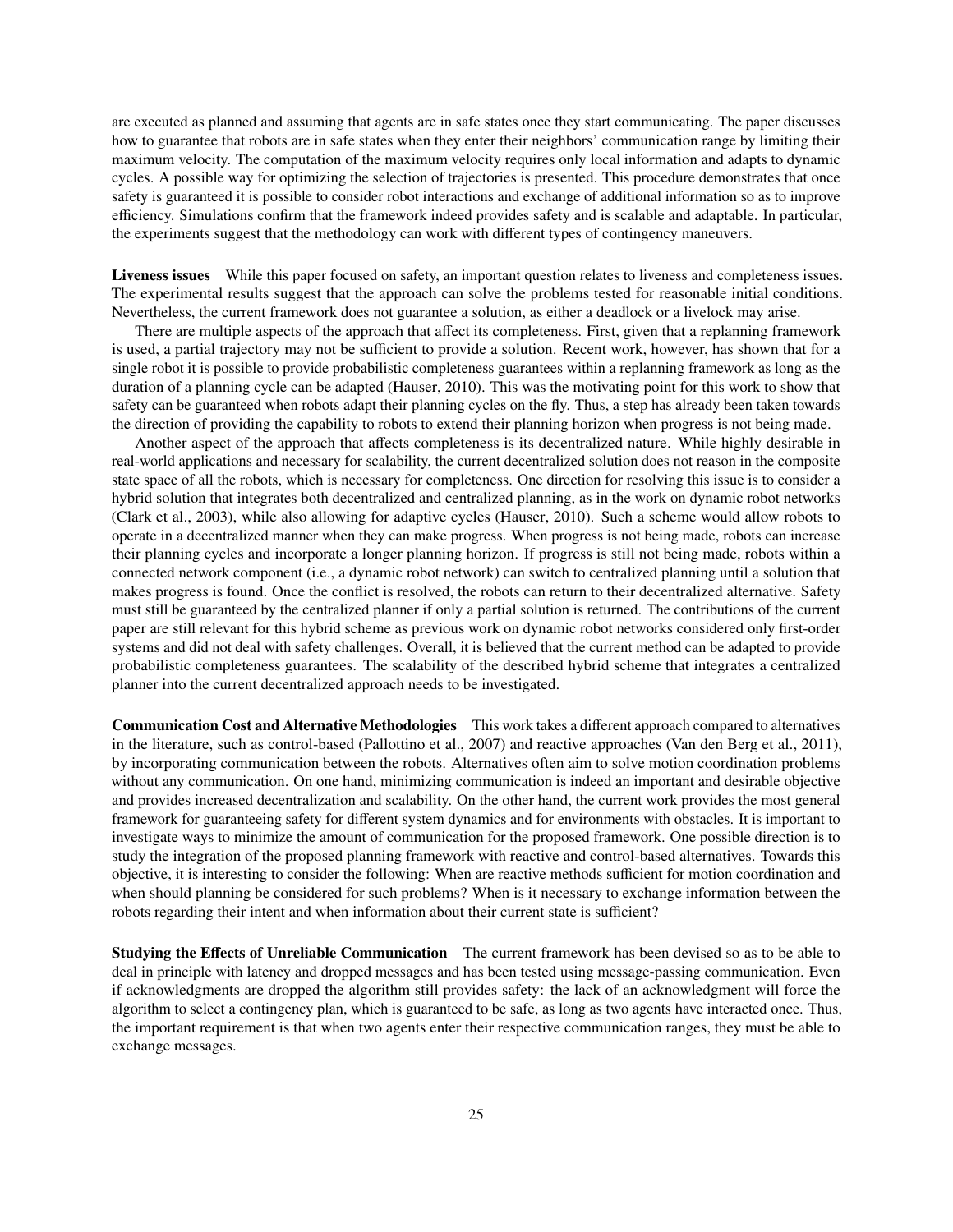are executed as planned and assuming that agents are in safe states once they start communicating. The paper discusses how to guarantee that robots are in safe states when they enter their neighbors' communication range by limiting their maximum velocity. The computation of the maximum velocity requires only local information and adapts to dynamic cycles. A possible way for optimizing the selection of trajectories is presented. This procedure demonstrates that once safety is guaranteed it is possible to consider robot interactions and exchange of additional information so as to improve efficiency. Simulations confirm that the framework indeed provides safety and is scalable and adaptable. In particular, the experiments suggest that the methodology can work with different types of contingency maneuvers.

**Liveness issues** While this paper focused on safety, an important question relates to liveness and completeness issues. The experimental results suggest that the approach can solve the problems tested for reasonable initial conditions. Nevertheless, the current framework does not guarantee a solution, as either a deadlock or a livelock may arise.

There are multiple aspects of the approach that affect its completeness. First, given that a replanning framework is used, a partial trajectory may not be sufficient to provide a solution. Recent work, however, has shown that for a single robot it is possible to provide probabilistic completeness guarantees within a replanning framework as long as the duration of a planning cycle can be adapted (Hauser, 2010). This was the motivating point for this work to show that safety can be guaranteed when robots adapt their planning cycles on the fly. Thus, a step has already been taken towards the direction of providing the capability to robots to extend their planning horizon when progress is not being made.

Another aspect of the approach that affects completeness is its decentralized nature. While highly desirable in real-world applications and necessary for scalability, the current decentralized solution does not reason in the composite state space of all the robots, which is necessary for completeness. One direction for resolving this issue is to consider a hybrid solution that integrates both decentralized and centralized planning, as in the work on dynamic robot networks (Clark et al., 2003), while also allowing for adaptive cycles (Hauser, 2010). Such a scheme would allow robots to operate in a decentralized manner when they can make progress. When progress is not being made, robots can increase their planning cycles and incorporate a longer planning horizon. If progress is still not being made, robots within a connected network component (i.e., a dynamic robot network) can switch to centralized planning until a solution that makes progress is found. Once the conflict is resolved, the robots can return to their decentralized alternative. Safety must still be guaranteed by the centralized planner if only a partial solution is returned. The contributions of the current paper are still relevant for this hybrid scheme as previous work on dynamic robot networks considered only first-order systems and did not deal with safety challenges. Overall, it is believed that the current method can be adapted to provide probabilistic completeness guarantees. The scalability of the described hybrid scheme that integrates a centralized planner into the current decentralized approach needs to be investigated.

**Communication Cost and Alternative Methodologies** This work takes a different approach compared to alternatives in the literature, such as control-based (Pallottino et al., 2007) and reactive approaches (Van den Berg et al., 2011), by incorporating communication between the robots. Alternatives often aim to solve motion coordination problems without any communication. On one hand, minimizing communication is indeed an important and desirable objective and provides increased decentralization and scalability. On the other hand, the current work provides the most general framework for guaranteeing safety for different system dynamics and for environments with obstacles. It is important to investigate ways to minimize the amount of communication for the proposed framework. One possible direction is to study the integration of the proposed planning framework with reactive and control-based alternatives. Towards this objective, it is interesting to consider the following: When are reactive methods sufficient for motion coordination and when should planning be considered for such problems? When is it necessary to exchange information between the robots regarding their intent and when information about their current state is sufficient?

**Studying the Effects of Unreliable Communication** The current framework has been devised so as to be able to deal in principle with latency and dropped messages and has been tested using message-passing communication. Even if acknowledgments are dropped the algorithm still provides safety: the lack of an acknowledgment will force the algorithm to select a contingency plan, which is guaranteed to be safe, as long as two agents have interacted once. Thus, the important requirement is that when two agents enter their respective communication ranges, they must be able to exchange messages.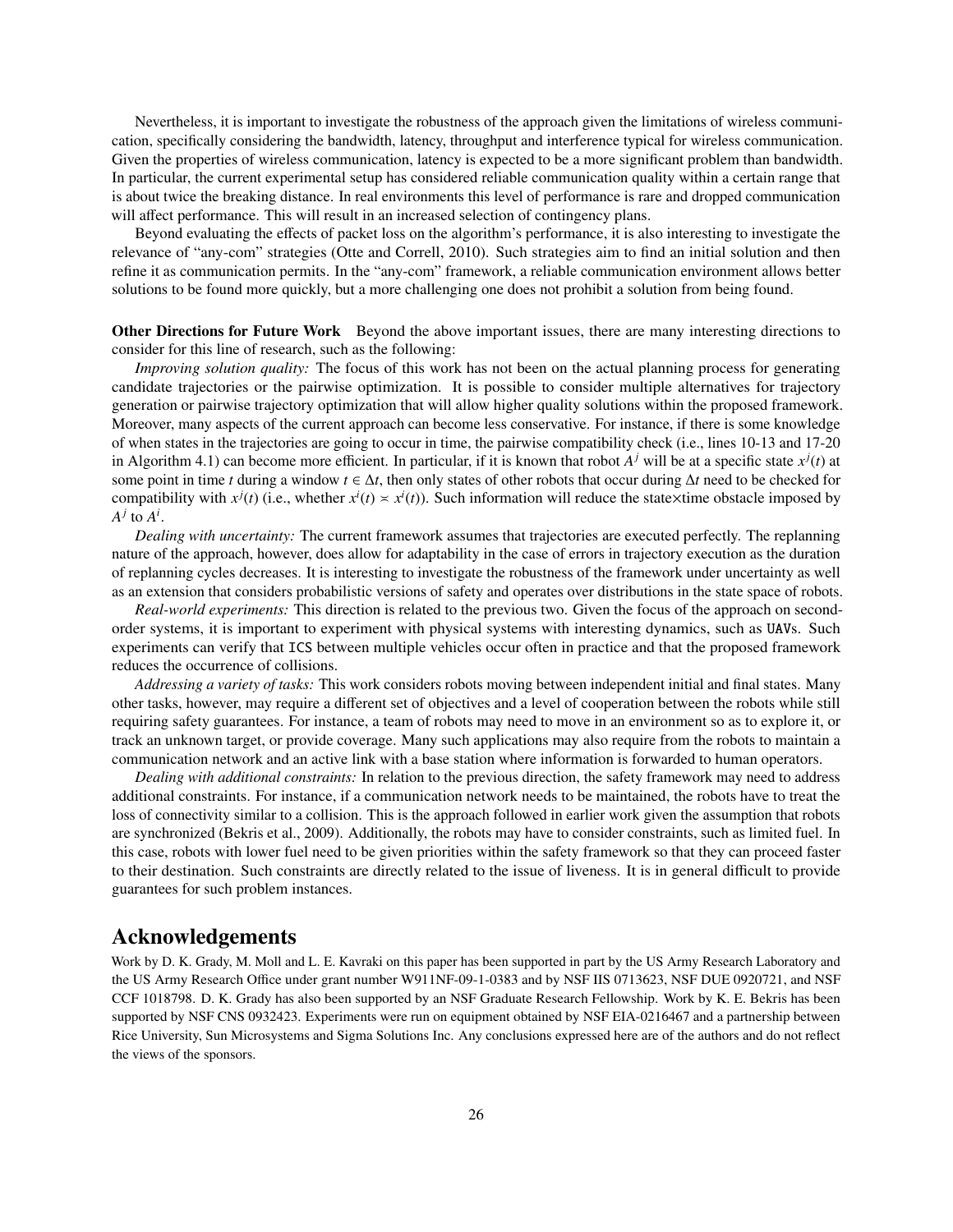Nevertheless, it is important to investigate the robustness of the approach given the limitations of wireless communication, specifically considering the bandwidth, latency, throughput and interference typical for wireless communication. Given the properties of wireless communication, latency is expected to be a more significant problem than bandwidth. In particular, the current experimental setup has considered reliable communication quality within a certain range that is about twice the breaking distance. In real environments this level of performance is rare and dropped communication will affect performance. This will result in an increased selection of contingency plans.

Beyond evaluating the effects of packet loss on the algorithm's performance, it is also interesting to investigate the relevance of "any-com" strategies (Otte and Correll, 2010). Such strategies aim to find an initial solution and then refine it as communication permits. In the "any-com" framework, a reliable communication environment allows better solutions to be found more quickly, but a more challenging one does not prohibit a solution from being found.

**Other Directions for Future Work** Beyond the above important issues, there are many interesting directions to consider for this line of research, such as the following:

*Improving solution quality:* The focus of this work has not been on the actual planning process for generating candidate trajectories or the pairwise optimization. It is possible to consider multiple alternatives for trajectory generation or pairwise trajectory optimization that will allow higher quality solutions within the proposed framework. Moreover, many aspects of the current approach can become less conservative. For instance, if there is some knowledge of when states in the trajectories are going to occur in time, the pairwise compatibility check (i.e., lines 10-13 and 17-20 in Algorithm 4.1) can become more efficient. In particular, if it is known that robot $A^j$ will be at a specific state $x^j(t)$ at some point in time $t$ during a window $t \in \Delta t$, then only states of other robots that occur during $\Delta t$ need to be checked for compatibility with $x^j(t)$ (i.e., whether $x^i(t) \asymp x^i(t)$). Such information will reduce the state×time obstacle imposed by $A^j$ to $A^i$.

*Dealing with uncertainty:* The current framework assumes that trajectories are executed perfectly. The replanning nature of the approach, however, does allow for adaptability in the case of errors in trajectory execution as the duration of replanning cycles decreases. It is interesting to investigate the robustness of the framework under uncertainty as well as an extension that considers probabilistic versions of safety and operates over distributions in the state space of robots.

*Real-world experiments:* This direction is related to the previous two. Given the focus of the approach on second-order systems, it is important to experiment with physical systems with interesting dynamics, such as UAVs. Such experiments can verify that ICS between multiple vehicles occur often in practice and that the proposed framework reduces the occurrence of collisions.

*Addressing a variety of tasks:* This work considers robots moving between independent initial and final states. Many other tasks, however, may require a different set of objectives and a level of cooperation between the robots while still requiring safety guarantees. For instance, a team of robots may need to move in an environment so as to explore it, or track an unknown target, or provide coverage. Many such applications may also require from the robots to maintain a communication network and an active link with a base station where information is forwarded to human operators.

*Dealing with additional constraints:* In relation to the previous direction, the safety framework may need to address additional constraints. For instance, if a communication network needs to be maintained, the robots have to treat the loss of connectivity similar to a collision. This is the approach followed in earlier work given the assumption that robots are synchronized (Bekris et al., 2009). Additionally, the robots may have to consider constraints, such as limited fuel. In this case, robots with lower fuel need to be given priorities within the safety framework so that they can proceed faster to their destination. Such constraints are directly related to the issue of liveness. It is in general difficult to provide guarantees for such problem instances.

## Acknowledgements

Work by D. K. Grady, M. Moll and L. E. Kavraki on this paper has been supported in part by the US Army Research Laboratory and the US Army Research Office under grant number W911NF-09-1-0383 and by NSF IIS 0713623, NSF DUE 0920721, and NSF CCF 1018798. D. K. Grady has also been supported by an NSF Graduate Research Fellowship. Work by K. E. Bekris has been supported by NSF CNS 0932423. Experiments were run on equipment obtained by NSF EIA-0216467 and a partnership between Rice University, Sun Microsystems and Sigma Solutions Inc. Any conclusions expressed here are of the authors and do not reflect the views of the sponsors.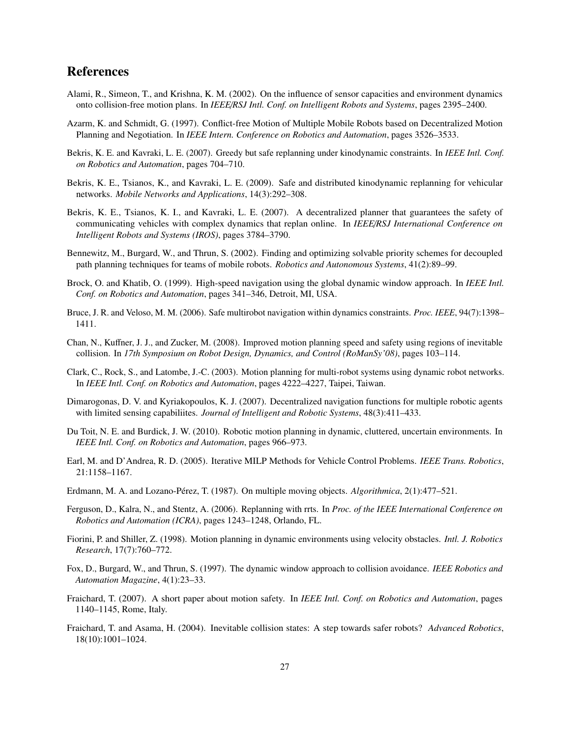# References

Alami, R., Simeon, T., and Krishna, K. M. (2002). On the influence of sensor capacities and environment dynamics onto collision-free motion plans. In *IEEE/RSJ Intl. Conf. on Intelligent Robots and Systems*, pages 2395–2400.

Azarm, K. and Schmidt, G. (1997). Conflict-free Motion of Multiple Mobile Robots based on Decentralized Motion Planning and Negotiation. In *IEEE Intern. Conference on Robotics and Automation*, pages 3526–3533.

Bekris, K. E. and Kavraki, L. E. (2007). Greedy but safe replanning under kinodynamic constraints. In *IEEE Intl. Conf. on Robotics and Automation*, pages 704–710.

Bekris, K. E., Tsianos, K., and Kavraki, L. E. (2009). Safe and distributed kinodynamic replanning for vehicular networks. *Mobile Networks and Applications*, 14(3):292–308.

Bekris, K. E., Tsianos, K. I., and Kavraki, L. E. (2007). A decentralized planner that guarantees the safety of communicating vehicles with complex dynamics that replan online. In *IEEE/RSJ International Conference on Intelligent Robots and Systems (IROS)*, pages 3784–3790.

Bennewitz, M., Burgard, W., and Thrun, S. (2002). Finding and optimizing solvable priority schemes for decoupled path planning techniques for teams of mobile robots. *Robotics and Autonomous Systems*, 41(2):89–99.

Brock, O. and Khatib, O. (1999). High-speed navigation using the global dynamic window approach. In *IEEE Intl. Conf. on Robotics and Automation*, pages 341–346, Detroit, MI, USA.

Bruce, J. R. and Veloso, M. M. (2006). Safe multirobot navigation within dynamics constraints. *Proc. IEEE*, 94(7):1398–1411.

Chan, N., Kuffner, J. J., and Zucker, M. (2008). Improved motion planning speed and safety using regions of inevitable collision. In *17th Symposium on Robot Design, Dynamics, and Control (RoManSy'08)*, pages 103–114.

Clark, C., Rock, S., and Latombe, J.-C. (2003). Motion planning for multi-robot systems using dynamic robot networks. In *IEEE Intl. Conf. on Robotics and Automation*, pages 4222–4227, Taipei, Taiwan.

Dimarogonas, D. V. and Kyriakopoulos, K. J. (2007). Decentralized navigation functions for multiple robotic agents with limited sensing capabiliites. *Journal of Intelligent and Robotic Systems*, 48(3):411–433.

Du Toit, N. E. and Burdick, J. W. (2010). Robotic motion planning in dynamic, cluttered, uncertain environments. In *IEEE Intl. Conf. on Robotics and Automation*, pages 966–973.

Earl, M. and D'Andrea, R. D. (2005). Iterative MILP Methods for Vehicle Control Problems. *IEEE Trans. Robotics*, 21:1158–1167.

Erdmann, M. A. and Lozano-Pérez, T. (1987). On multiple moving objects. *Algorithmica*, 2(1):477–521.

Ferguson, D., Kalra, N., and Stentz, A. (2006). Replanning with rrts. In *Proc. of the IEEE International Conference on Robotics and Automation (ICRA)*, pages 1243–1248, Orlando, FL.

Fiorini, P. and Shiller, Z. (1998). Motion planning in dynamic environments using velocity obstacles. *Intl. J. Robotics Research*, 17(7):760–772.

Fox, D., Burgard, W., and Thrun, S. (1997). The dynamic window approach to collision avoidance. *IEEE Robotics and Automation Magazine*, 4(1):23–33.

Fraichard, T. (2007). A short paper about motion safety. In *IEEE Intl. Conf. on Robotics and Automation*, pages 1140–1145, Rome, Italy.

Fraichard, T. and Asama, H. (2004). Inevitable collision states: A step towards safer robots? *Advanced Robotics*, 18(10):1001–1024.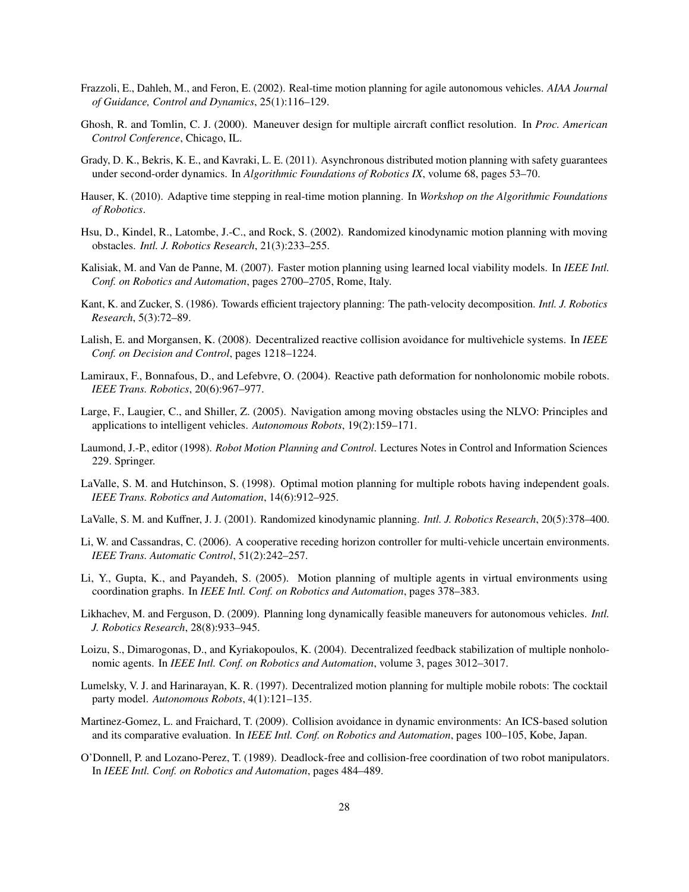Frazzoli, E., Dahleh, M., and Feron, E. (2002). Real-time motion planning for agile autonomous vehicles. *AIAA Journal of Guidance, Control and Dynamics*, 25(1):116–129.

Ghosh, R. and Tomlin, C. J. (2000). Maneuver design for multiple aircraft conflict resolution. In *Proc. American Control Conference*, Chicago, IL.

Grady, D. K., Bekris, K. E., and Kavraki, L. E. (2011). Asynchronous distributed motion planning with safety guarantees under second-order dynamics. In *Algorithmic Foundations of Robotics IX*, volume 68, pages 53–70.

Hauser, K. (2010). Adaptive time stepping in real-time motion planning. In *Workshop on the Algorithmic Foundations of Robotics*.

Hsu, D., Kindel, R., Latombe, J.-C., and Rock, S. (2002). Randomized kinodynamic motion planning with moving obstacles. *Intl. J. Robotics Research*, 21(3):233–255.

Kalisiak, M. and Van de Panne, M. (2007). Faster motion planning using learned local viability models. In *IEEE Intl. Conf. on Robotics and Automation*, pages 2700–2705, Rome, Italy.

Kant, K. and Zucker, S. (1986). Towards efficient trajectory planning: The path-velocity decomposition. *Intl. J. Robotics Research*, 5(3):72–89.

Lalish, E. and Morgansen, K. (2008). Decentralized reactive collision avoidance for multivehicle systems. In *IEEE Conf. on Decision and Control*, pages 1218–1224.

Lamiraux, F., Bonnafous, D., and Lefebvre, O. (2004). Reactive path deformation for nonholonomic mobile robots. *IEEE Trans. Robotics*, 20(6):967–977.

Large, F., Laugier, C., and Shiller, Z. (2005). Navigation among moving obstacles using the NLVO: Principles and applications to intelligent vehicles. *Autonomous Robots*, 19(2):159–171.

Laumond, J.-P., editor (1998). *Robot Motion Planning and Control*. Lectures Notes in Control and Information Sciences 229. Springer.

LaValle, S. M. and Hutchinson, S. (1998). Optimal motion planning for multiple robots having independent goals. *IEEE Trans. Robotics and Automation*, 14(6):912–925.

LaValle, S. M. and Kuffner, J. J. (2001). Randomized kinodynamic planning. *Intl. J. Robotics Research*, 20(5):378–400.

Li, W. and Cassandras, C. (2006). A cooperative receding horizon controller for multi-vehicle uncertain environments. *IEEE Trans. Automatic Control*, 51(2):242–257.

Li, Y., Gupta, K., and Payandeh, S. (2005). Motion planning of multiple agents in virtual environments using coordination graphs. In *IEEE Intl. Conf. on Robotics and Automation*, pages 378–383.

Likhachev, M. and Ferguson, D. (2009). Planning long dynamically feasible maneuvers for autonomous vehicles. *Intl. J. Robotics Research*, 28(8):933–945.

Loizu, S., Dimarogonas, D., and Kyriakopoulos, K. (2004). Decentralized feedback stabilization of multiple nonholonomic agents. In *IEEE Intl. Conf. on Robotics and Automation*, volume 3, pages 3012–3017.

Lumelsky, V. J. and Harinarayan, K. R. (1997). Decentralized motion planning for multiple mobile robots: The cocktail party model. *Autonomous Robots*, 4(1):121–135.

Martinez-Gomez, L. and Fraichard, T. (2009). Collision avoidance in dynamic environments: An ICS-based solution and its comparative evaluation. In *IEEE Intl. Conf. on Robotics and Automation*, pages 100–105, Kobe, Japan.

O'Donnell, P. and Lozano-Perez, T. (1989). Deadlock-free and collision-free coordination of two robot manipulators. In *IEEE Intl. Conf. on Robotics and Automation*, pages 484–489.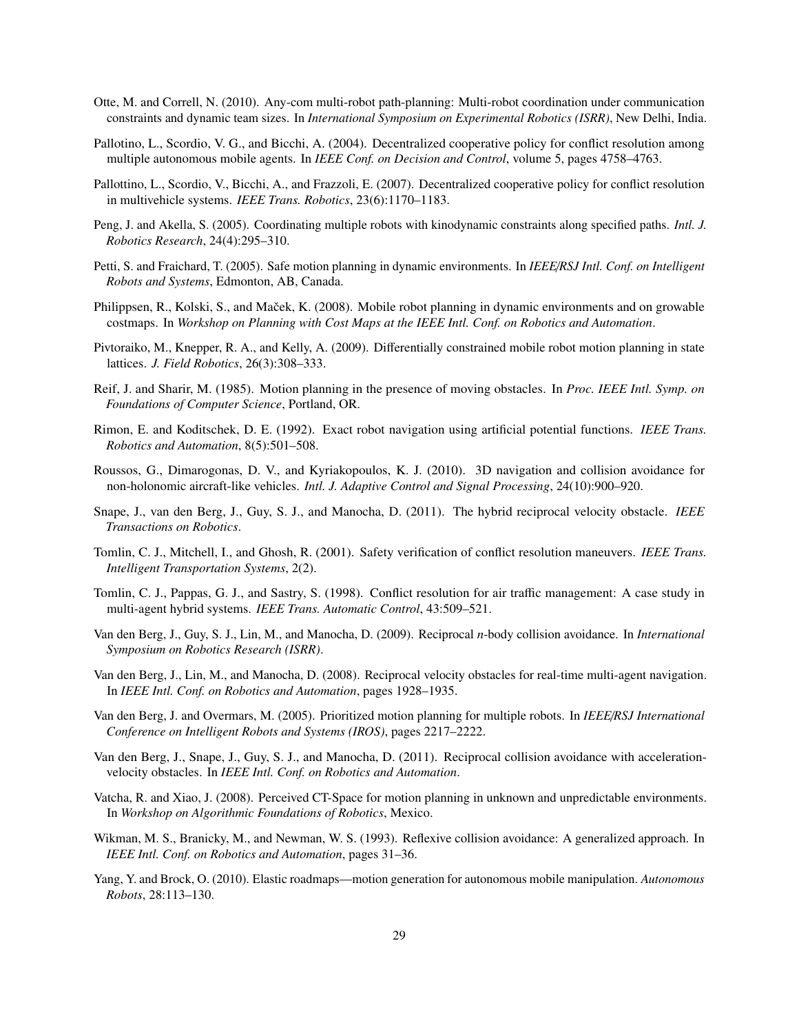Otte, M. and Correll, N. (2010). Any-com multi-robot path-planning: Multi-robot coordination under communication constraints and dynamic team sizes. In *International Symposium on Experimental Robotics (ISRR)*, New Delhi, India.

Pallotino, L., Scordio, V. G., and Bicchi, A. (2004). Decentralized cooperative policy for conflict resolution among multiple autonomous mobile agents. In *IEEE Conf. on Decision and Control*, volume 5, pages 4758–4763.

Pallottino, L., Scordio, V., Bicchi, A., and Frazzoli, E. (2007). Decentralized cooperative policy for conflict resolution in multivehicle systems. *IEEE Trans. Robotics*, 23(6):1170–1183.

Peng, J. and Akella, S. (2005). Coordinating multiple robots with kinodynamic constraints along specified paths. *Intl. J. Robotics Research*, 24(4):295–310.

Petti, S. and Fraichard, T. (2005). Safe motion planning in dynamic environments. In *IEEE/RSJ Intl. Conf. on Intelligent Robots and Systems*, Edmonton, AB, Canada.

Philippsen, R., Kolski, S., and Maček, K. (2008). Mobile robot planning in dynamic environments and on growable costmaps. In *Workshop on Planning with Cost Maps at the IEEE Intl. Conf. on Robotics and Automation*.

Pivtoraiko, M., Knepper, R. A., and Kelly, A. (2009). Differentially constrained mobile robot motion planning in state lattices. *J. Field Robotics*, 26(3):308–333.

Reif, J. and Sharir, M. (1985). Motion planning in the presence of moving obstacles. In *Proc. IEEE Intl. Symp. on Foundations of Computer Science*, Portland, OR.

Rimon, E. and Koditschek, D. E. (1992). Exact robot navigation using artificial potential functions. *IEEE Trans. Robotics and Automation*, 8(5):501–508.

Roussos, G., Dimarogonas, D. V., and Kyriakopoulos, K. J. (2010). 3D navigation and collision avoidance for non-holonomic aircraft-like vehicles. *Intl. J. Adaptive Control and Signal Processing*, 24(10):900–920.

Snape, J., van den Berg, J., Guy, S. J., and Manocha, D. (2011). The hybrid reciprocal velocity obstacle. *IEEE Transactions on Robotics*.

Tomlin, C. J., Mitchell, I., and Ghosh, R. (2001). Safety verification of conflict resolution maneuvers. *IEEE Trans. Intelligent Transportation Systems*, 2(2).

Tomlin, C. J., Pappas, G. J., and Sastry, S. (1998). Conflict resolution for air traffic management: A case study in multi-agent hybrid systems. *IEEE Trans. Automatic Control*, 43:509–521.

Van den Berg, J., Guy, S. J., Lin, M., and Manocha, D. (2009). Reciprocal *n*-body collision avoidance. In *International Symposium on Robotics Research (ISRR)*.

Van den Berg, J., Lin, M., and Manocha, D. (2008). Reciprocal velocity obstacles for real-time multi-agent navigation. In *IEEE Intl. Conf. on Robotics and Automation*, pages 1928–1935.

Van den Berg, J. and Overmars, M. (2005). Prioritized motion planning for multiple robots. In *IEEE/RSJ International Conference on Intelligent Robots and Systems (IROS)*, pages 2217–2222.

Van den Berg, J., Snape, J., Guy, S. J., and Manocha, D. (2011). Reciprocal collision avoidance with acceleration-velocity obstacles. In *IEEE Intl. Conf. on Robotics and Automation*.

Vatcha, R. and Xiao, J. (2008). Perceived CT-Space for motion planning in unknown and unpredictable environments. In *Workshop on Algorithmic Foundations of Robotics*, Mexico.

Wikman, M. S., Branicky, M., and Newman, W. S. (1993). Reflexive collision avoidance: A generalized approach. In *IEEE Intl. Conf. on Robotics and Automation*, pages 31–36.

Yang, Y. and Brock, O. (2010). Elastic roadmaps—motion generation for autonomous mobile manipulation. *Autonomous Robots*, 28:113–130.